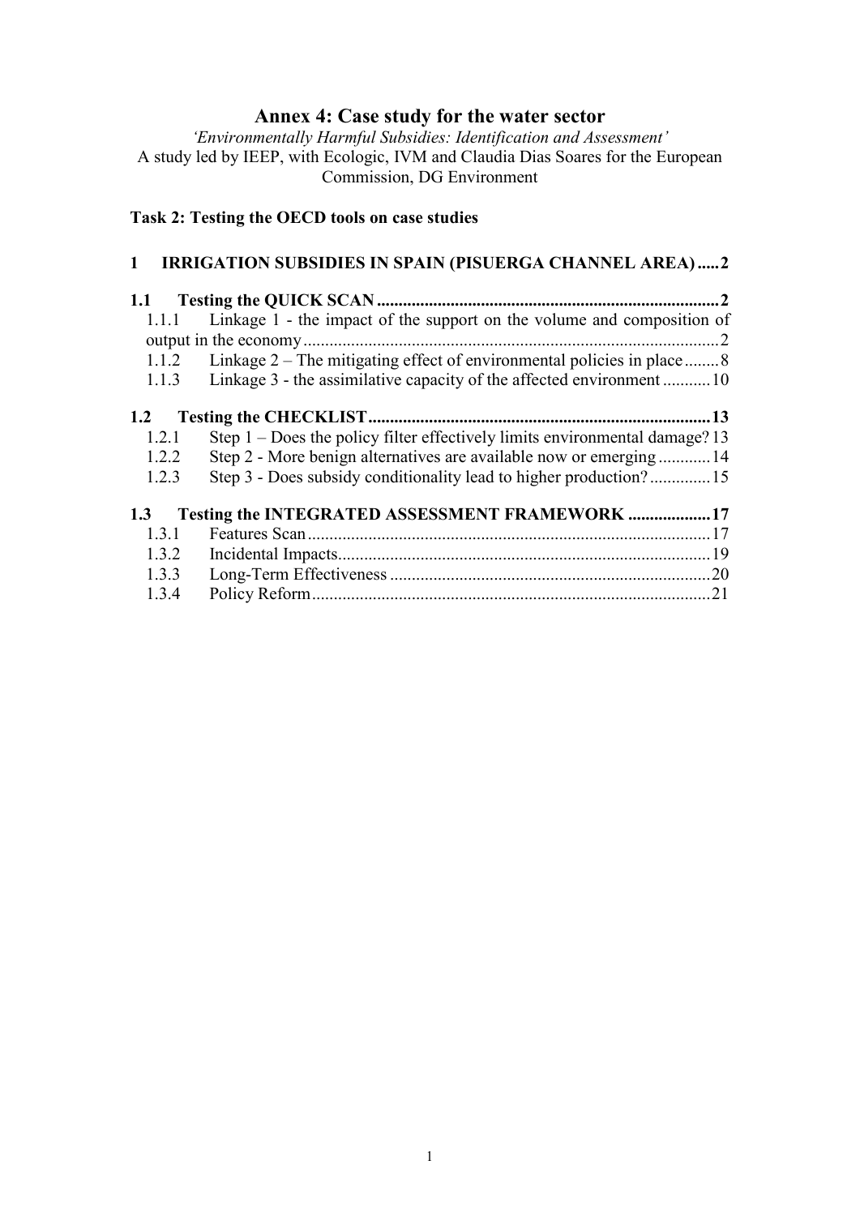# Annex 4: Case study for the water sector

*'Environmentally Harmful Subsidies: Identification and Assessment'*

A study led by IEEP, with Ecologic, IVM and Claudia Dias Soares for the European Commission, DG Environment

**Task 2: Testing the OECD tools on case studies**

**1 IRRIGATION SUBSIDIES IN SPAIN (PISUERGA CHANNEL AREA) ..... 2**

**1.1 Testing the QUICK SCAN ..... 2**

- 1.1.1 Linkage 1 - the impact of the support on the volume and composition of output in the economy ..... 2
- 1.1.2 Linkage 2 – The mitigating effect of environmental policies in place ..... 8
- 1.1.3 Linkage 3 - the assimilative capacity of the affected environment ..... 10

**1.2 Testing the CHECKLIST ..... 13**

- 1.2.1 Step 1 – Does the policy filter effectively limits environmental damage? ..... 13
- 1.2.2 Step 2 - More benign alternatives are available now or emerging ..... 14
- 1.2.3 Step 3 - Does subsidy conditionality lead to higher production? ..... 15

**1.3 Testing the INTEGRATED ASSESSMENT FRAMEWORK ..... 17**

- 1.3.1 Features Scan ..... 17
- 1.3.2 Incidental Impacts ..... 19
- 1.3.3 Long-Term Effectiveness ..... 20
- 1.3.4 Policy Reform ..... 21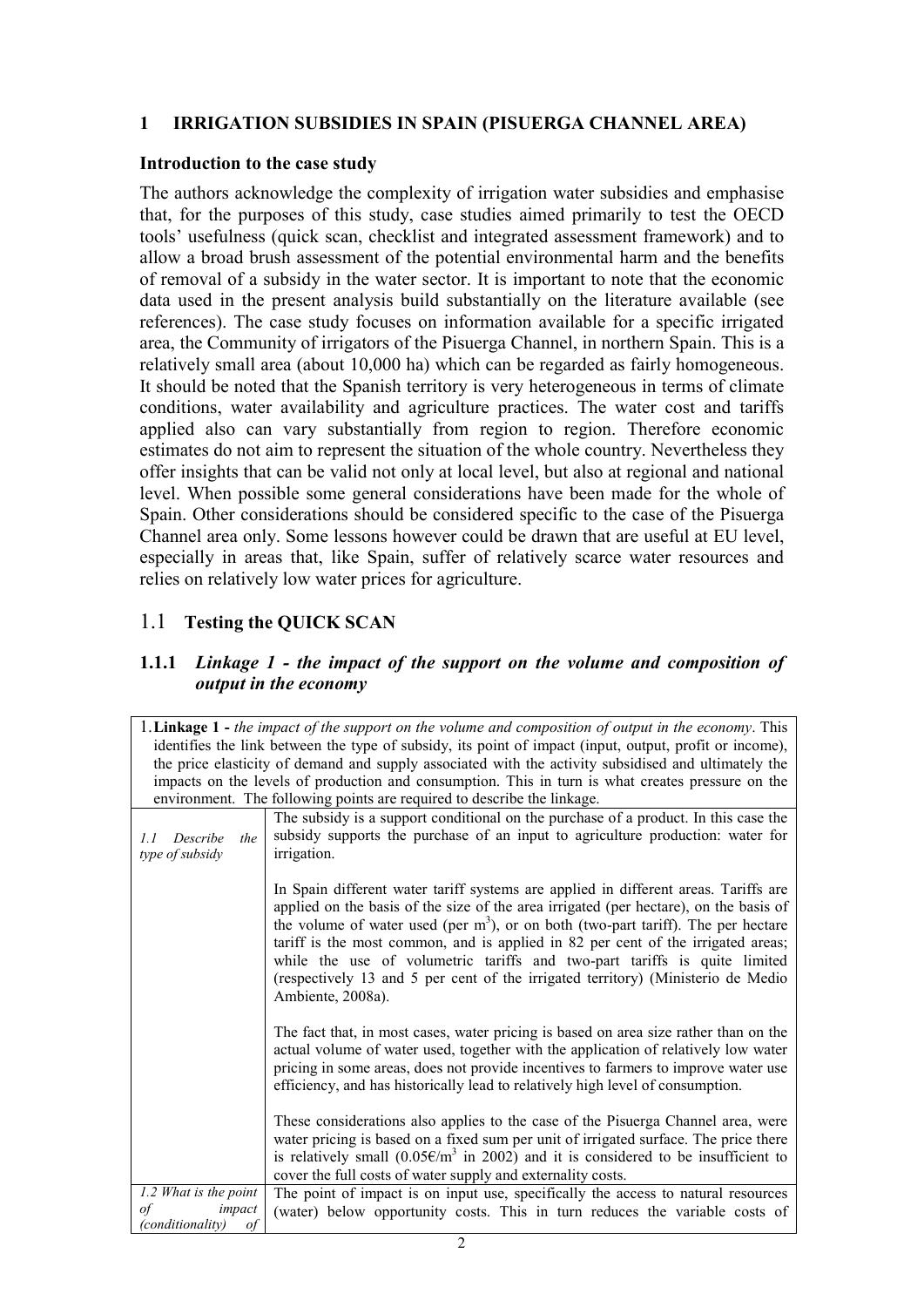# 1 IRRIGATION SUBSIDIES IN SPAIN (PISUERGA CHANNEL AREA)

**Introduction to the case study**

The authors acknowledge the complexity of irrigation water subsidies and emphasise that, for the purposes of this study, case studies aimed primarily to test the OECD tools' usefulness (quick scan, checklist and integrated assessment framework) and to allow a broad brush assessment of the potential environmental harm and the benefits of removal of a subsidy in the water sector. It is important to note that the economic data used in the present analysis build substantially on the literature available (see references). The case study focuses on information available for a specific irrigated area, the Community of irrigators of the Pisuerga Channel, in northern Spain. This is a relatively small area (about 10,000 ha) which can be regarded as fairly homogeneous. It should be noted that the Spanish territory is very heterogeneous in terms of climate conditions, water availability and agriculture practices. The water cost and tariffs applied also can vary substantially from region to region. Therefore economic estimates do not aim to represent the situation of the whole country. Nevertheless they offer insights that can be valid not only at local level, but also at regional and national level. When possible some general considerations have been made for the whole of Spain. Other considerations should be considered specific to the case of the Pisuerga Channel area only. Some lessons however could be drawn that are useful at EU level, especially in areas that, like Spain, suffer of relatively scarce water resources and relies on relatively low water prices for agriculture.

## 1.1 Testing the QUICK SCAN

### 1.1.1 *Linkage 1 - the impact of the support on the volume and composition of output in the economy*

| 1. **Linkage 1 -** *the impact of the support on the volume and composition of output in the economy*. This identifies the link between the type of subsidy, its point of impact (input, output, profit or income), the price elasticity of demand and supply associated with the activity subsidised and ultimately the impacts on the levels of production and consumption. This in turn is what creates pressure on the environment. The following points are required to describe the linkage. | |
|---|---|
| *1.1 Describe the type of subsidy* | The subsidy is a support conditional on the purchase of a product. In this case the subsidy supports the purchase of an input to agriculture production: water for irrigation.<br><br>In Spain different water tariff systems are applied in different areas. Tariffs are applied on the basis of the size of the area irrigated (per hectare), on the basis of the volume of water used (per $m^3$), or on both (two-part tariff). The per hectare tariff is the most common, and is applied in 82 per cent of the irrigated areas; while the use of volumetric tariffs and two-part tariffs is quite limited (respectively 13 and 5 per cent of the irrigated territory) (Ministerio de Medio Ambiente, 2008a).<br><br>The fact that, in most cases, water pricing is based on area size rather than on the actual volume of water used, together with the application of relatively low water pricing in some areas, does not provide incentives to farmers to improve water use efficiency, and has historically lead to relatively high level of consumption.<br><br>These considerations also applies to the case of the Pisuerga Channel area, were water pricing is based on a fixed sum per unit of irrigated surface. The price there is relatively small (0.05€/$m^3$ in 2002) and it is considered to be insufficient to cover the full costs of water supply and externality costs. |
| *1.2 What is the point of impact (conditionality) of* | The point of impact is on input use, specifically the access to natural resources (water) below opportunity costs. This in turn reduces the variable costs of |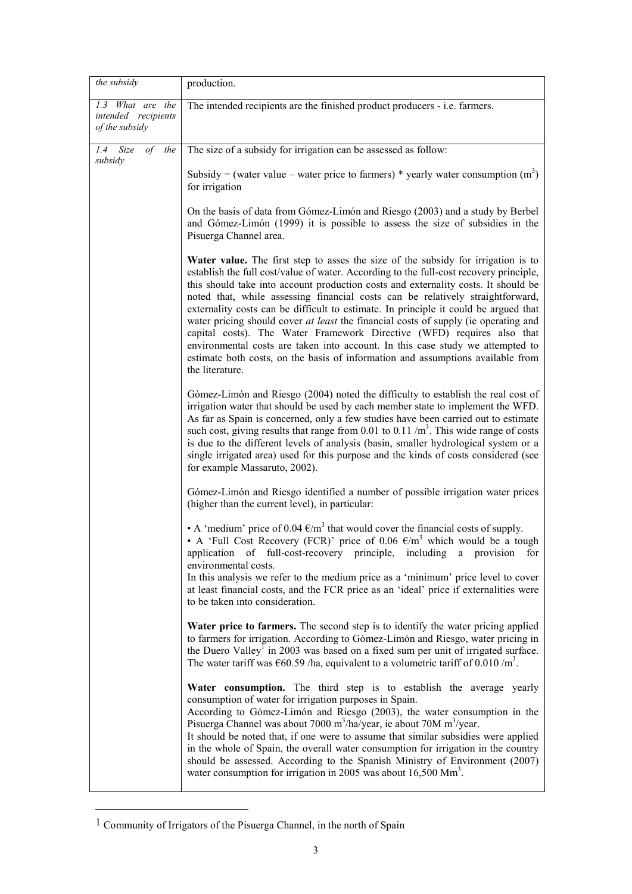| *the subsidy* | production. |
|---|---|
| *1.3 What are the intended recipients of the subsidy* | The intended recipients are the finished product producers - i.e. farmers. |
| *1.4 Size of the subsidy* | The size of a subsidy for irrigation can be assessed as follow:<br><br>Subsidy = (water value – water price to farmers) * yearly water consumption ($m^3$) for irrigation<br><br>On the basis of data from Gómez-Limón and Riesgo (2003) and a study by Berbel and Gómez-Limón (1999) it is possible to assess the size of subsidies in the Pisuerga Channel area.<br><br>**Water value.** The first step to asses the size of the subsidy for irrigation is to establish the full cost/value of water. According to the full-cost recovery principle, this should take into account production costs and externality costs. It should be noted that, while assessing financial costs can be relatively straightforward, externality costs can be difficult to estimate. In principle it could be argued that water pricing should cover *at least* the financial costs of supply (ie operating and capital costs). The Water Framework Directive (WFD) requires also that environmental costs are taken into account. In this case study we attempted to estimate both costs, on the basis of information and assumptions available from the literature.<br><br>Gómez-Limón and Riesgo (2004) noted the difficulty to establish the real cost of irrigation water that should be used by each member state to implement the WFD. As far as Spain is concerned, only a few studies have been carried out to estimate such cost, giving results that range from 0.01 to 0.11 /$m^3$. This wide range of costs is due to the different levels of analysis (basin, smaller hydrological system or a single irrigated area) used for this purpose and the kinds of costs considered (see for example Massaruto, 2002).<br><br>Gómez-Limón and Riesgo identified a number of possible irrigation water prices (higher than the current level), in particular:<br><br>• A 'medium' price of 0.04 €/$m^3$ that would cover the financial costs of supply.<br>• A 'Full Cost Recovery (FCR)' price of 0.06 €/$m^3$ which would be a tough application of full-cost-recovery principle, including a provision for environmental costs.<br>In this analysis we refer to the medium price as a 'minimum' price level to cover at least financial costs, and the FCR price as an 'ideal' price if externalities were to be taken into consideration.<br><br>**Water price to farmers.** The second step is to identify the water pricing applied to farmers for irrigation. According to Gómez-Limón and Riesgo, water pricing in the Duero Valley[1] in 2003 was based on a fixed sum per unit of irrigated surface. The water tariff was €60.59 /ha, equivalent to a volumetric tariff of 0.010 /$m^3$.<br><br>**Water consumption.** The third step is to establish the average yearly consumption of water for irrigation purposes in Spain.<br>According to Gómez-Limón and Riesgo (2003), the water consumption in the Pisuerga Channel was about 7000 $m^3$/ha/year, ie about 70M $m^3$/year.<br>It should be noted that, if one were to assume that similar subsidies were applied in the whole of Spain, the overall water consumption for irrigation in the country should be assessed. According to the Spanish Ministry of Environment (2007) water consumption for irrigation in 2005 was about 16,500 $Mm^3$. |

[1] Community of Irrigators of the Pisuerga Channel, in the north of Spain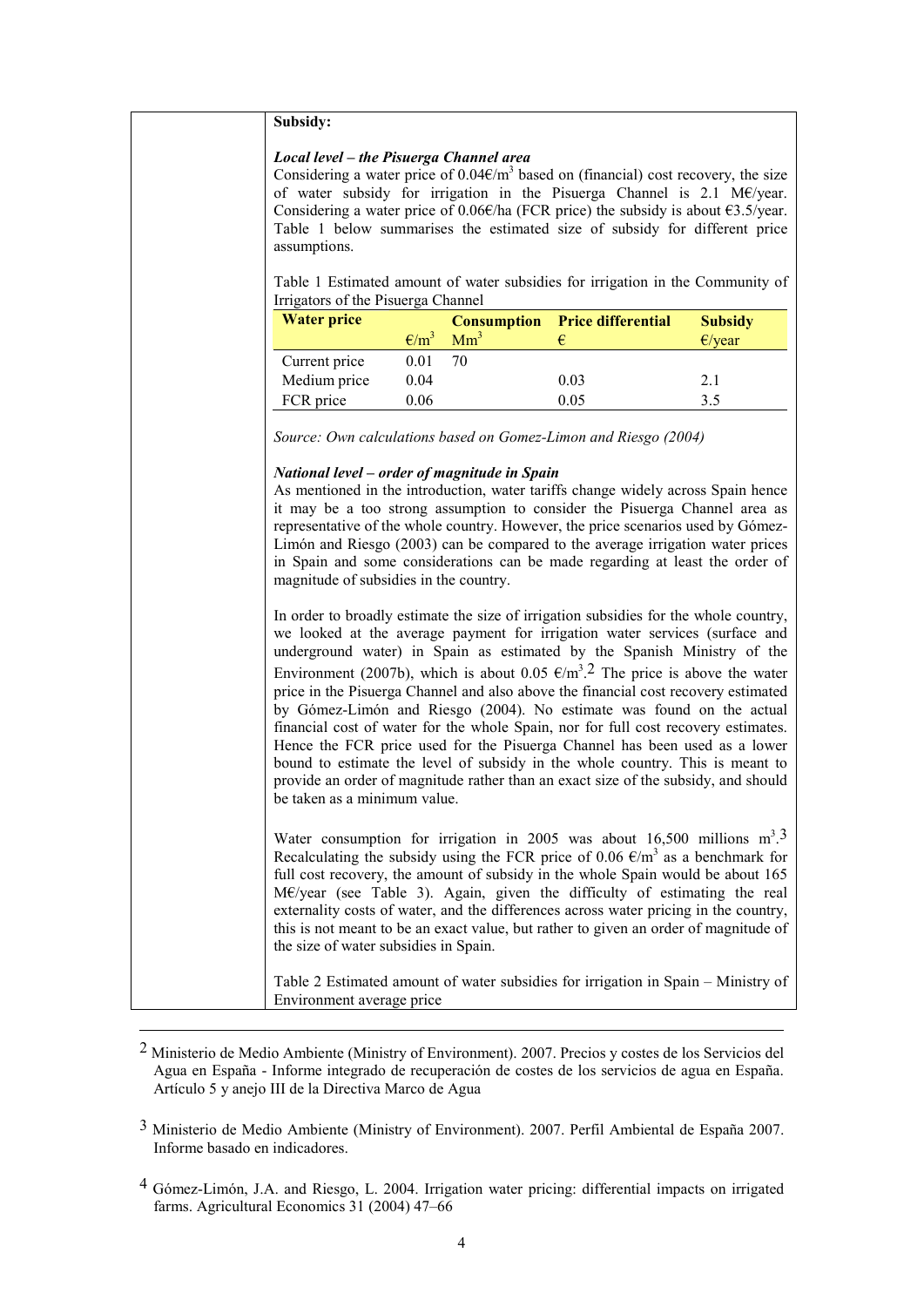**Subsidy:**

***Local level – the Pisuerga Channel area***

Considering a water price of 0.04€/m$^3$ based on (financial) cost recovery, the size of water subsidy for irrigation in the Pisuerga Channel is 2.1 M€/year. Considering a water price of 0.06€/ha (FCR price) the subsidy is about €3.5/year. Table 1 below summarises the estimated size of subsidy for different price assumptions.

Table 1 Estimated amount of water subsidies for irrigation in the Community of Irrigators of the Pisuerga Channel

| Water price | €/m$^3$ | Consumption Mm$^3$ | Price differential € | Subsidy €/year |
|---|---|---|---|---|
| Current price | 0.01 | 70 | | |
| Medium price | 0.04 | | 0.03 | 2.1 |
| FCR price | 0.06 | | 0.05 | 3.5 |

*Source: Own calculations based on Gomez-Limon and Riesgo (2004)*

***National level – order of magnitude in Spain***

As mentioned in the introduction, water tariffs change widely across Spain hence it may be a too strong assumption to consider the Pisuerga Channel area as representative of the whole country. However, the price scenarios used by Gómez-Limón and Riesgo (2003) can be compared to the average irrigation water prices in Spain and some considerations can be made regarding at least the order of magnitude of subsidies in the country.

In order to broadly estimate the size of irrigation subsidies for the whole country, we looked at the average payment for irrigation water services (surface and underground water) in Spain as estimated by the Spanish Ministry of the Environment (2007b), which is about 0.05 €/m$^3$.[2] The price is above the water price in the Pisuerga Channel and also above the financial cost recovery estimated by Gómez-Limón and Riesgo (2004). No estimate was found on the actual financial cost of water for the whole Spain, nor for full cost recovery estimates. Hence the FCR price used for the Pisuerga Channel has been used as a lower bound to estimate the level of subsidy in the whole country. This is meant to provide an order of magnitude rather than an exact size of the subsidy, and should be taken as a minimum value.

Water consumption for irrigation in 2005 was about 16,500 millions m$^3$.[3] Recalculating the subsidy using the FCR price of 0.06 €/m$^3$ as a benchmark for full cost recovery, the amount of subsidy in the whole Spain would be about 165 M€/year (see Table 3). Again, given the difficulty of estimating the real externality costs of water, and the differences across water pricing in the country, this is not meant to be an exact value, but rather to given an order of magnitude of the size of water subsidies in Spain.

Table 2 Estimated amount of water subsidies for irrigation in Spain – Ministry of Environment average price

---

[2] Ministerio de Medio Ambiente (Ministry of Environment). 2007. Precios y costes de los Servicios del Agua en España - Informe integrado de recuperación de costes de los servicios de agua en España. Artículo 5 y anejo III de la Directiva Marco de Agua

[3] Ministerio de Medio Ambiente (Ministry of Environment). 2007. Perfil Ambiental de España 2007. Informe basado en indicadores.

[4] Gómez-Limón, J.A. and Riesgo, L. 2004. Irrigation water pricing: differential impacts on irrigated farms. Agricultural Economics 31 (2004) 47–66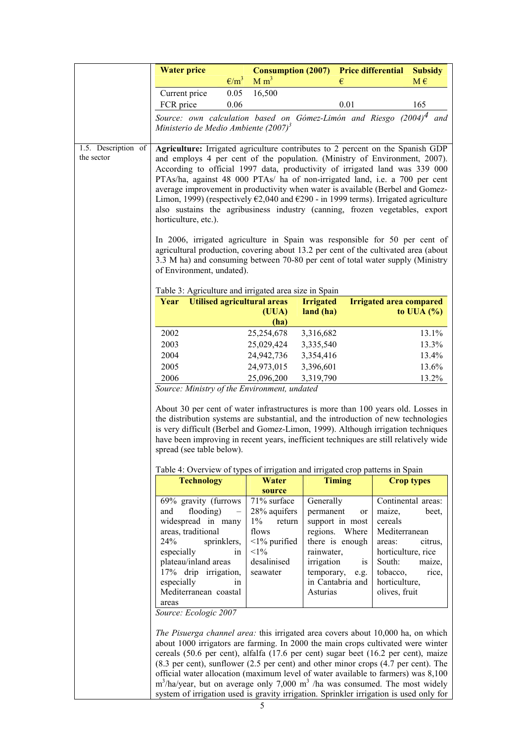| Water price | €/m$^3$ | Consumption (2007) M m$^3$ | Price differential € | Subsidy M € |
|---|---|---|---|---|
| Current price | 0.05 | 16,500 | | |
| FCR price | 0.06 | | 0.01 | 165 |

*Source: own calculation based on Gómez-Limón and Riesgo (2004)[4] and Ministerio de Medio Ambiente (2007)[3]*

## 1.5. Description of the sector

**Agriculture:** Irrigated agriculture contributes to 2 percent on the Spanish GDP and employs 4 per cent of the population. (Ministry of Environment, 2007). According to official 1997 data, productivity of irrigated land was 339 000 PTAs/ha, against 48 000 PTAs/ ha of non-irrigated land, i.e. a 700 per cent average improvement in productivity when water is available (Berbel and Gomez-Limon, 1999) (respectively €2,040 and €290 - in 1999 terms). Irrigated agriculture also sustains the agribusiness industry (canning, frozen vegetables, export horticulture, etc.).

In 2006, irrigated agriculture in Spain was responsible for 50 per cent of agricultural production, covering about 13.2 per cent of the cultivated area (about 3.3 M ha) and consuming between 70-80 per cent of total water supply (Ministry of Environment, undated).

Table 3: Agriculture and irrigated area size in Spain

| Year | Utilised agricultural areas (UUA) (ha) | Irrigated land (ha) | Irrigated area compared to UUA (%) |
|---|---|---|---|
| 2002 | 25,254,678 | 3,316,682 | 13.1% |
| 2003 | 25,029,424 | 3,335,540 | 13.3% |
| 2004 | 24,942,736 | 3,354,416 | 13.4% |
| 2005 | 24,973,015 | 3,396,601 | 13.6% |
| 2006 | 25,096,200 | 3,319,790 | 13.2% |

*Source: Ministry of the Environment, undated*

About 30 per cent of water infrastructures is more than 100 years old. Losses in the distribution systems are substantial, and the introduction of new technologies is very difficult (Berbel and Gomez-Limon, 1999). Although irrigation techniques have been improving in recent years, inefficient techniques are still relatively wide spread (see table below).

Table 4: Overview of types of irrigation and irrigated crop patterns in Spain

| Technology | Water source | Timing | Crop types |
|---|---|---|---|
| 69% gravity (furrows and flooding) – widespread in many areas, traditional<br>24% sprinklers, especially in plateau/inland areas<br>17% drip irrigation, especially in Mediterranean coastal areas | 71% surface<br>28% aquifers<br>1% return flows<br><1% purified<br><1% desalinised seawater | Generally permanent or support in most regions. Where there is enough rainwater, irrigation is temporary, e.g. in Cantabria and Asturias | Continental areas: maize, beet, cereals<br>Mediterranean areas: citrus, horticulture, rice<br>South: maize, tobacco, rice, horticulture, olives, fruit |

*Source: Ecologic 2007*

*The Pisuerga channel area:* this irrigated area covers about 10,000 ha, on which about 1000 irrigators are farming. In 2000 the main crops cultivated were winter cereals (50.6 per cent), alfalfa (17.6 per cent) sugar beet (16.2 per cent), maize (8.3 per cent), sunflower (2.5 per cent) and other minor crops (4.7 per cent). The official water allocation (maximum level of water available to farmers) was 8,100 m$^3$/ha/year, but on average only 7,000 m$^3$ /ha was consumed. The most widely system of irrigation used is gravity irrigation. Sprinkler irrigation is used only for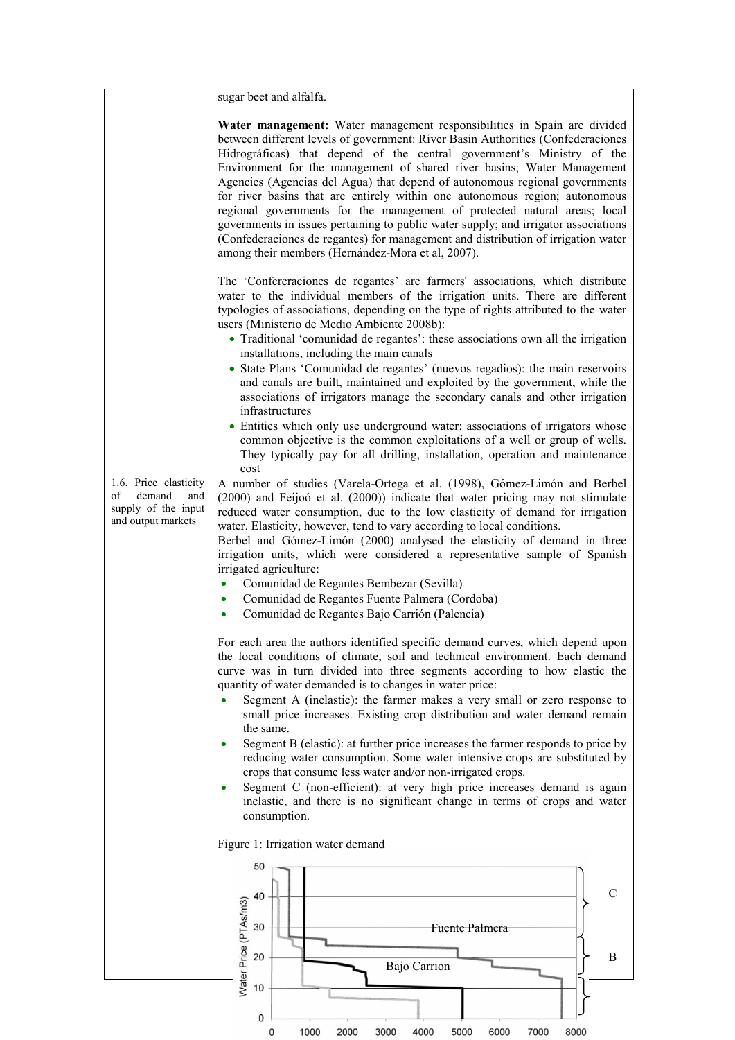| | |
|---|---|
| | sugar beet and alfalfa.<br><br>**Water management:** Water management responsibilities in Spain are divided between different levels of government: River Basin Authorities (Confederaciones Hidrográficas) that depend of the central government's Ministry of the Environment for the management of shared river basins; Water Management Agencies (Agencias del Agua) that depend of autonomous regional governments for river basins that are entirely within one autonomous region; autonomous regional governments for the management of protected natural areas; local governments in issues pertaining to public water supply; and irrigator associations (Confederaciones de regantes) for management and distribution of irrigation water among their members (Hernández-Mora et al, 2007).<br><br>The 'Confereraciones de regantes' are farmers' associations, which distribute water to the individual members of the irrigation units. There are different typologies of associations, depending on the type of rights attributed to the water users (Ministerio de Medio Ambiente 2008b):<br>• Traditional 'comunidad de regantes': these associations own all the irrigation installations, including the main canals<br>• State Plans 'Comunidad de regantes' (nuevos regadios): the main reservoirs and canals are built, maintained and exploited by the government, while the associations of irrigators manage the secondary canals and other irrigation infrastructures<br>• Entities which only use underground water: associations of irrigators whose common objective is the common exploitations of a well or group of wells. They typically pay for all drilling, installation, operation and maintenance cost |
| 1.6. Price elasticity of demand and supply of the input and output markets | A number of studies (Varela-Ortega et al. (1998), Gómez-Limón and Berbel (2000) and Feijoó et al. (2000)) indicate that water pricing may not stimulate reduced water consumption, due to the low elasticity of demand for irrigation water. Elasticity, however, tend to vary according to local conditions.<br>Berbel and Gómez-Limón (2000) analysed the elasticity of demand in three irrigation units, which were considered a representative sample of Spanish irrigated agriculture:<br>• Comunidad de Regantes Bembezar (Sevilla)<br>• Comunidad de Regantes Fuente Palmera (Cordoba)<br>• Comunidad de Regantes Bajo Carrión (Palencia)<br><br>For each area the authors identified specific demand curves, which depend upon the local conditions of climate, soil and technical environment. Each demand curve was in turn divided into three segments according to how elastic the quantity of water demanded is to changes in water price:<br>• Segment A (inelastic): the farmer makes a very small or zero response to small price increases. Existing crop distribution and water demand remain the same.<br>• Segment B (elastic): at further price increases the farmer responds to price by reducing water consumption. Some water intensive crops are substituted by crops that consume less water and/or non-irrigated crops.<br>• Segment C (non-efficient): at very high price increases demand is again inelastic, and there is no significant change in terms of crops and water consumption.<br><br>Figure 1: Irrigation water demand |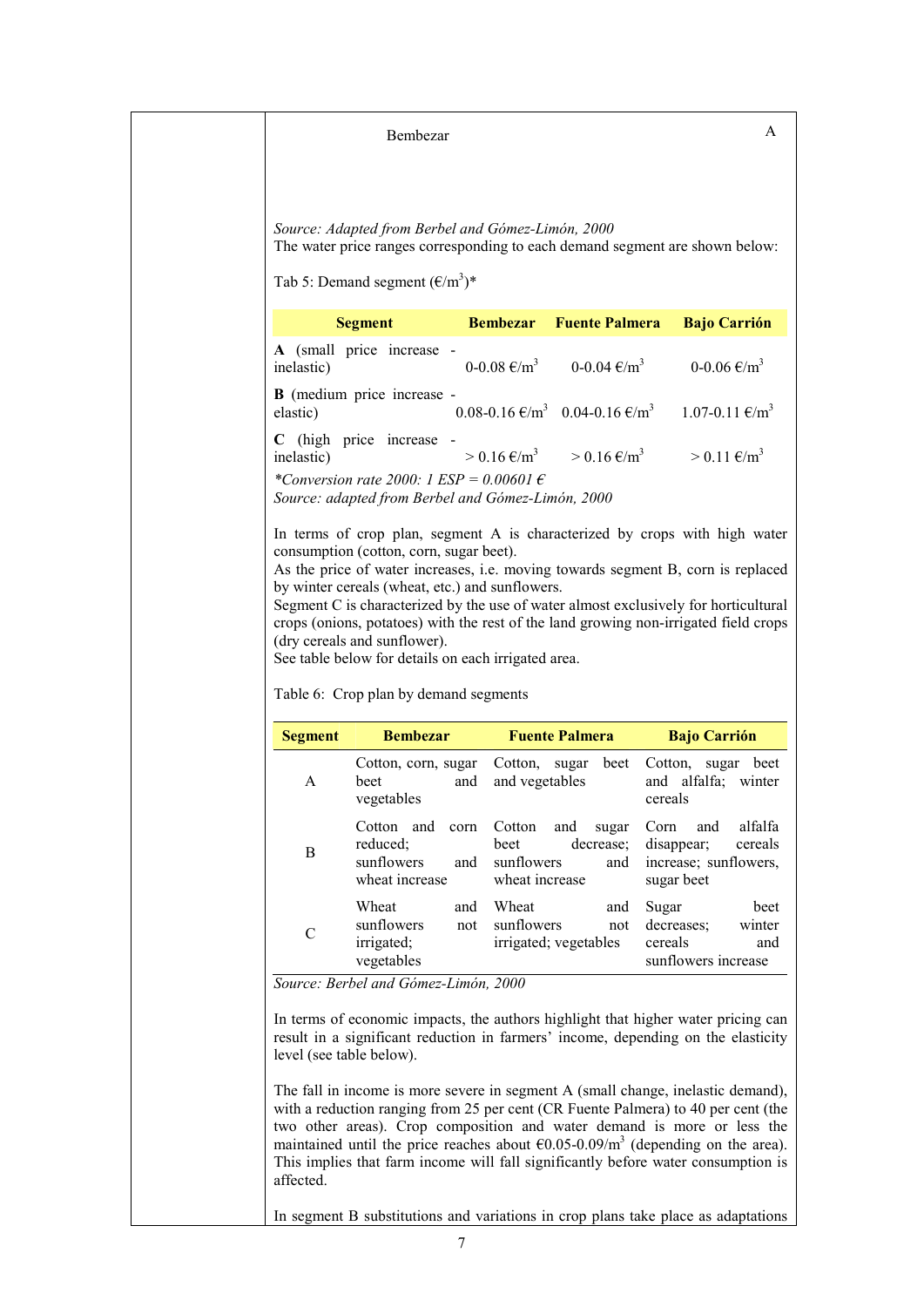Bembezar A

*Source: Adapted from Berbel and Gómez-Limón, 2000*

The water price ranges corresponding to each demand segment are shown below:

Tab 5: Demand segment (€/m$^3$)*

| Segment | Bembezar | Fuente Palmera | Bajo Carrión |
|---|---|---|---|
| **A** (small price increase - inelastic) | 0-0.08 €/m$^3$ | 0-0.04 €/m$^3$ | 0-0.06 €/m$^3$ |
| **B** (medium price increase - elastic) | 0.08-0.16 €/m$^3$ | 0.04-0.16 €/m$^3$ | 1.07-0.11 €/m$^3$ |
| **C** (high price increase - inelastic) | > 0.16 €/m$^3$ | > 0.16 €/m$^3$ | > 0.11 €/m$^3$ |

*\*Conversion rate 2000: 1 ESP = 0.00601 €*

*Source: adapted from Berbel and Gómez-Limón, 2000*

In terms of crop plan, segment A is characterized by crops with high water consumption (cotton, corn, sugar beet).

As the price of water increases, i.e. moving towards segment B, corn is replaced by winter cereals (wheat, etc.) and sunflowers.

Segment C is characterized by the use of water almost exclusively for horticultural crops (onions, potatoes) with the rest of the land growing non-irrigated field crops (dry cereals and sunflower).

See table below for details on each irrigated area.

Table 6: Crop plan by demand segments

| Segment | Bembezar | Fuente Palmera | Bajo Carrión |
|---|---|---|---|
| A | Cotton, corn, sugar beet and vegetables | Cotton, sugar beet and vegetables | Cotton, sugar beet and alfalfa; winter cereals |
| B | Cotton and corn reduced; sunflowers and wheat increase | Cotton and sugar beet decrease; sunflowers and wheat increase | Corn and alfalfa disappear; cereals increase; sunflowers, sugar beet |
| C | Wheat and sunflowers not irrigated; vegetables | Wheat and sunflowers not irrigated; vegetables | Sugar beet decreases; winter cereals and sunflowers increase |

*Source: Berbel and Gómez-Limón, 2000*

In terms of economic impacts, the authors highlight that higher water pricing can result in a significant reduction in farmers' income, depending on the elasticity level (see table below).

The fall in income is more severe in segment A (small change, inelastic demand), with a reduction ranging from 25 per cent (CR Fuente Palmera) to 40 per cent (the two other areas). Crop composition and water demand is more or less the maintained until the price reaches about €0.05-0.09/m$^3$ (depending on the area). This implies that farm income will fall significantly before water consumption is affected.

In segment B substitutions and variations in crop plans take place as adaptations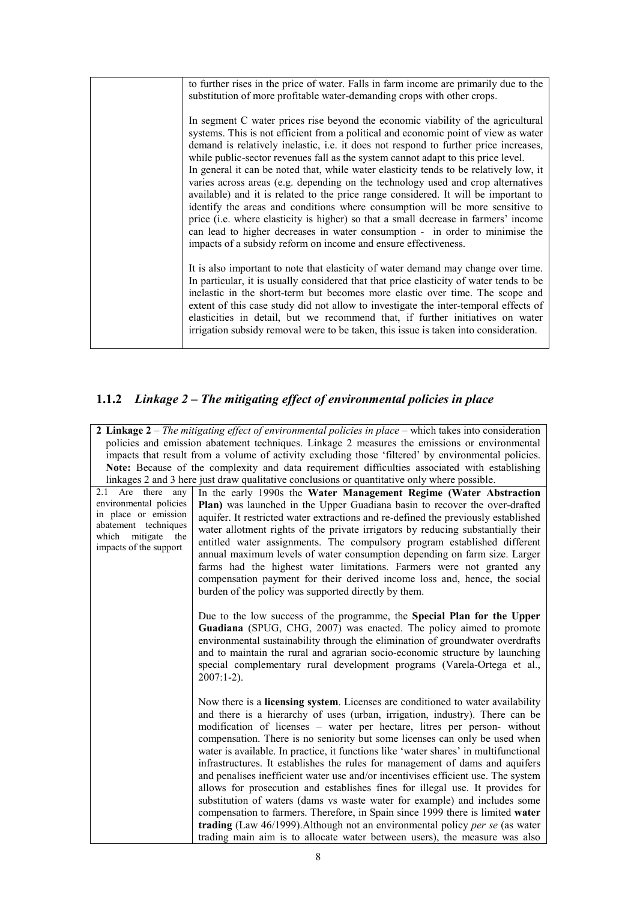| | |
|---|---|
| | to further rises in the price of water. Falls in farm income are primarily due to the substitution of more profitable water-demanding crops with other crops.<br><br>In segment C water prices rise beyond the economic viability of the agricultural systems. This is not efficient from a political and economic point of view as water demand is relatively inelastic, i.e. it does not respond to further price increases, while public-sector revenues fall as the system cannot adapt to this price level.<br>In general it can be noted that, while water elasticity tends to be relatively low, it varies across areas (e.g. depending on the technology used and crop alternatives available) and it is related to the price range considered. It will be important to identify the areas and conditions where consumption will be more sensitive to price (i.e. where elasticity is higher) so that a small decrease in farmers' income can lead to higher decreases in water consumption - in order to minimise the impacts of a subsidy reform on income and ensure effectiveness.<br><br>It is also important to note that elasticity of water demand may change over time. In particular, it is usually considered that that price elasticity of water tends to be inelastic in the short-term but becomes more elastic over time. The scope and extent of this case study did not allow to investigate the inter-temporal effects of elasticities in detail, but we recommend that, if further initiatives on water irrigation subsidy removal were to be taken, this issue is taken into consideration. |

### 1.1.2 *Linkage 2 – The mitigating effect of environmental policies in place*

| **2 Linkage 2** – *The mitigating effect of environmental policies in place* – which takes into consideration policies and emission abatement techniques. Linkage 2 measures the emissions or environmental impacts that result from a volume of activity excluding those 'filtered' by environmental policies. **Note:** Because of the complexity and data requirement difficulties associated with establishing linkages 2 and 3 here just draw qualitative conclusions or quantitative only where possible. | |
|---|---|
| 2.1 Are there any environmental policies in place or emission abatement techniques which mitigate the impacts of the support | In the early 1990s the **Water Management Regime (Water Abstraction Plan)** was launched in the Upper Guadiana basin to recover the over-drafted aquifer. It restricted water extractions and re-defined the previously established water allotment rights of the private irrigators by reducing substantially their entitled water assignments. The compulsory program established different annual maximum levels of water consumption depending on farm size. Larger farms had the highest water limitations. Farmers were not granted any compensation payment for their derived income loss and, hence, the social burden of the policy was supported directly by them.<br><br>Due to the low success of the programme, the **Special Plan for the Upper Guadiana** (SPUG, CHG, 2007) was enacted. The policy aimed to promote environmental sustainability through the elimination of groundwater overdrafts and to maintain the rural and agrarian socio-economic structure by launching special complementary rural development programs (Varela-Ortega et al., 2007:1-2).<br><br>Now there is a **licensing system**. Licenses are conditioned to water availability and there is a hierarchy of uses (urban, irrigation, industry). There can be modification of licenses – water per hectare, litres per person- without compensation. There is no seniority but some licenses can only be used when water is available. In practice, it functions like 'water shares' in multifunctional infrastructures. It establishes the rules for management of dams and aquifers and penalises inefficient water use and/or incentivises efficient use. The system allows for prosecution and establishes fines for illegal use. It provides for substitution of waters (dams vs waste water for example) and includes some compensation to farmers. Therefore, in Spain since 1999 there is limited **water trading** (Law 46/1999).Although not an environmental policy *per se* (as water trading main aim is to allocate water between users), the measure was also |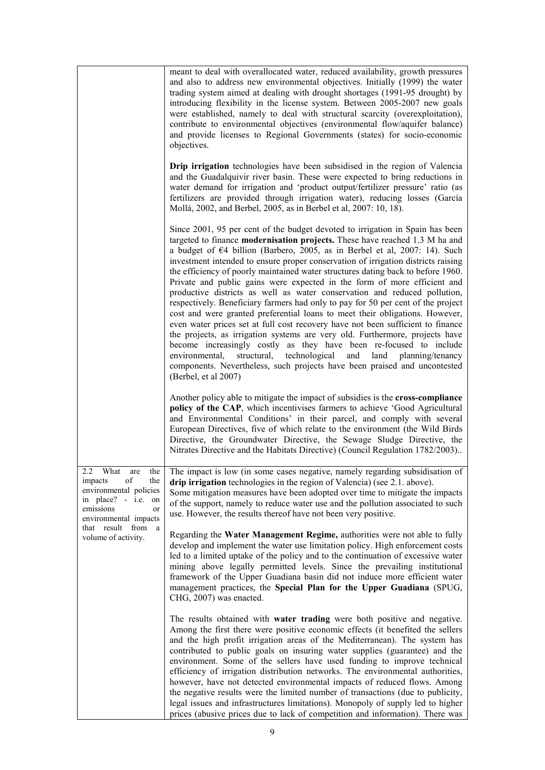| | |
|---|---|
| | meant to deal with overallocated water, reduced availability, growth pressures and also to address new environmental objectives. Initially (1999) the water trading system aimed at dealing with drought shortages (1991-95 drought) by introducing flexibility in the license system. Between 2005-2007 new goals were established, namely to deal with structural scarcity (overexploitation), contribute to environmental objectives (environmental flow/aquifer balance) and provide licenses to Regional Governments (states) for socio-economic objectives.<br><br>**Drip irrigation** technologies have been subsidised in the region of Valencia and the Guadalquivir river basin. These were expected to bring reductions in water demand for irrigation and 'product output/fertilizer pressure' ratio (as fertilizers are provided through irrigation water), reducing losses (García Mollá, 2002, and Berbel, 2005, as in Berbel et al, 2007: 10, 18).<br><br>Since 2001, 95 per cent of the budget devoted to irrigation in Spain has been targeted to finance **modernisation projects.** These have reached 1.3 M ha and a budget of €4 billion (Barbero, 2005, as in Berbel et al, 2007: 14). Such investment intended to ensure proper conservation of irrigation districts raising the efficiency of poorly maintained water structures dating back to before 1960. Private and public gains were expected in the form of more efficient and productive districts as well as water conservation and reduced pollution, respectively. Beneficiary farmers had only to pay for 50 per cent of the project cost and were granted preferential loans to meet their obligations. However, even water prices set at full cost recovery have not been sufficient to finance the projects, as irrigation systems are very old. Furthermore, projects have become increasingly costly as they have been re-focused to include environmental, structural, technological and land planning/tenancy components. Nevertheless, such projects have been praised and uncontested (Berbel, et al 2007)<br><br>Another policy able to mitigate the impact of subsidies is the **cross-compliance policy of the CAP**, which incentivises farmers to achieve 'Good Agricultural and Environmental Conditions' in their parcel, and comply with several European Directives, five of which relate to the environment (the Wild Birds Directive, the Groundwater Directive, the Sewage Sludge Directive, the Nitrates Directive and the Habitats Directive) (Council Regulation 1782/2003).. |
| 2.2 What are the impacts of the environmental policies in place? - i.e. on emissions or environmental impacts that result from a volume of activity. | The impact is low (in some cases negative, namely regarding subsidisation of **drip irrigation** technologies in the region of Valencia) (see 2.1. above).<br>Some mitigation measures have been adopted over time to mitigate the impacts of the support, namely to reduce water use and the pollution associated to such use. However, the results thereof have not been very positive.<br><br>Regarding the **Water Management Regime,** authorities were not able to fully develop and implement the water use limitation policy. High enforcement costs led to a limited uptake of the policy and to the continuation of excessive water mining above legally permitted levels. Since the prevailing institutional framework of the Upper Guadiana basin did not induce more efficient water management practices, the **Special Plan for the Upper Guadiana** (SPUG, CHG, 2007) was enacted.<br><br>The results obtained with **water trading** were both positive and negative. Among the first there were positive economic effects (it benefited the sellers and the high profit irrigation areas of the Mediterranean). The system has contributed to public goals on insuring water supplies (guarantee) and the environment. Some of the sellers have used funding to improve technical efficiency of irrigation distribution networks. The environmental authorities, however, have not detected environmental impacts of reduced flows. Among the negative results were the limited number of transactions (due to publicity, legal issues and infrastructures limitations). Monopoly of supply led to higher prices (abusive prices due to lack of competition and information). There was |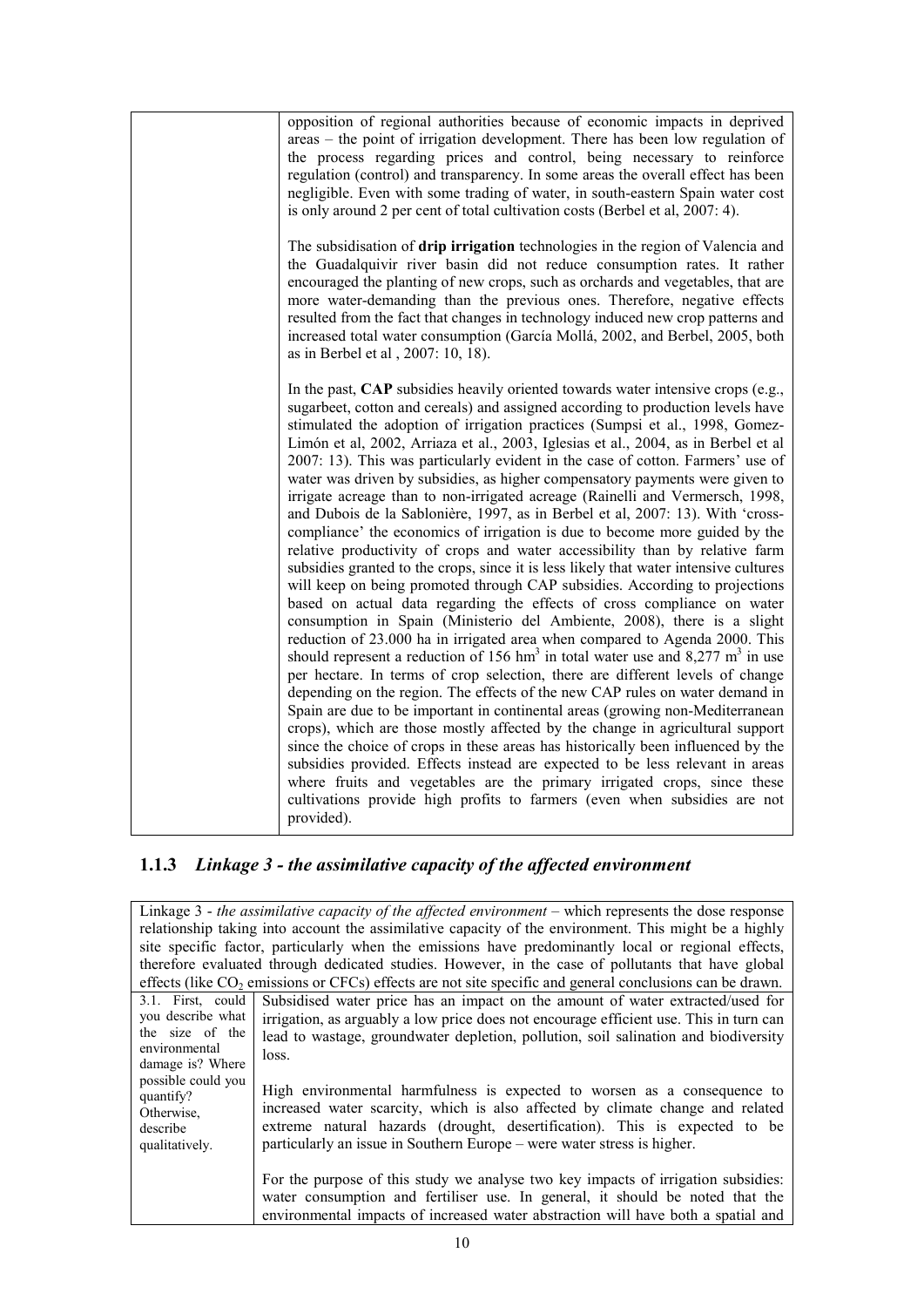| | |
|---|---|
| | opposition of regional authorities because of economic impacts in deprived areas – the point of irrigation development. There has been low regulation of the process regarding prices and control, being necessary to reinforce regulation (control) and transparency. In some areas the overall effect has been negligible. Even with some trading of water, in south-eastern Spain water cost is only around 2 per cent of total cultivation costs (Berbel et al, 2007: 4).<br><br>The subsidisation of **drip irrigation** technologies in the region of Valencia and the Guadalquivir river basin did not reduce consumption rates. It rather encouraged the planting of new crops, such as orchards and vegetables, that are more water-demanding than the previous ones. Therefore, negative effects resulted from the fact that changes in technology induced new crop patterns and increased total water consumption (García Mollá, 2002, and Berbel, 2005, both as in Berbel et al , 2007: 10, 18).<br><br>In the past, **CAP** subsidies heavily oriented towards water intensive crops (e.g., sugarbeet, cotton and cereals) and assigned according to production levels have stimulated the adoption of irrigation practices (Sumpsi et al., 1998, Gomez-Limón et al, 2002, Arriaza et al., 2003, Iglesias et al., 2004, as in Berbel et al 2007: 13). This was particularly evident in the case of cotton. Farmers' use of water was driven by subsidies, as higher compensatory payments were given to irrigate acreage than to non-irrigated acreage (Rainelli and Vermersch, 1998, and Dubois de la Sablonière, 1997, as in Berbel et al, 2007: 13). With 'cross-compliance' the economics of irrigation is due to become more guided by the relative productivity of crops and water accessibility than by relative farm subsidies granted to the crops, since it is less likely that water intensive cultures will keep on being promoted through CAP subsidies. According to projections based on actual data regarding the effects of cross compliance on water consumption in Spain (Ministerio del Ambiente, 2008), there is a slight reduction of 23.000 ha in irrigated area when compared to Agenda 2000. This should represent a reduction of 156 $hm^3$ in total water use and 8,277 $m^3$ in use per hectare. In terms of crop selection, there are different levels of change depending on the region. The effects of the new CAP rules on water demand in Spain are due to be important in continental areas (growing non-Mediterranean crops), which are those mostly affected by the change in agricultural support since the choice of crops in these areas has historically been influenced by the subsidies provided. Effects instead are expected to be less relevant in areas where fruits and vegetables are the primary irrigated crops, since these cultivations provide high profits to farmers (even when subsidies are not provided). |

### 1.1.3 *Linkage 3 - the assimilative capacity of the affected environment*

| Linkage 3 - *the assimilative capacity of the affected environment* – which represents the dose response relationship taking into account the assimilative capacity of the environment. This might be a highly site specific factor, particularly when the emissions have predominantly local or regional effects, therefore evaluated through dedicated studies. However, in the case of pollutants that have global effects (like $CO_2$ emissions or CFCs) effects are not site specific and general conclusions can be drawn. | |
|---|---|
| 3.1. First, could you describe what the size of the environmental damage is? Where possible could you quantify? Otherwise, describe qualitatively. | Subsidised water price has an impact on the amount of water extracted/used for irrigation, as arguably a low price does not encourage efficient use. This in turn can lead to wastage, groundwater depletion, pollution, soil salination and biodiversity loss.<br><br>High environmental harmfulness is expected to worsen as a consequence to increased water scarcity, which is also affected by climate change and related extreme natural hazards (drought, desertification). This is expected to be particularly an issue in Southern Europe – were water stress is higher.<br><br>For the purpose of this study we analyse two key impacts of irrigation subsidies: water consumption and fertiliser use. In general, it should be noted that the environmental impacts of increased water abstraction will have both a spatial and |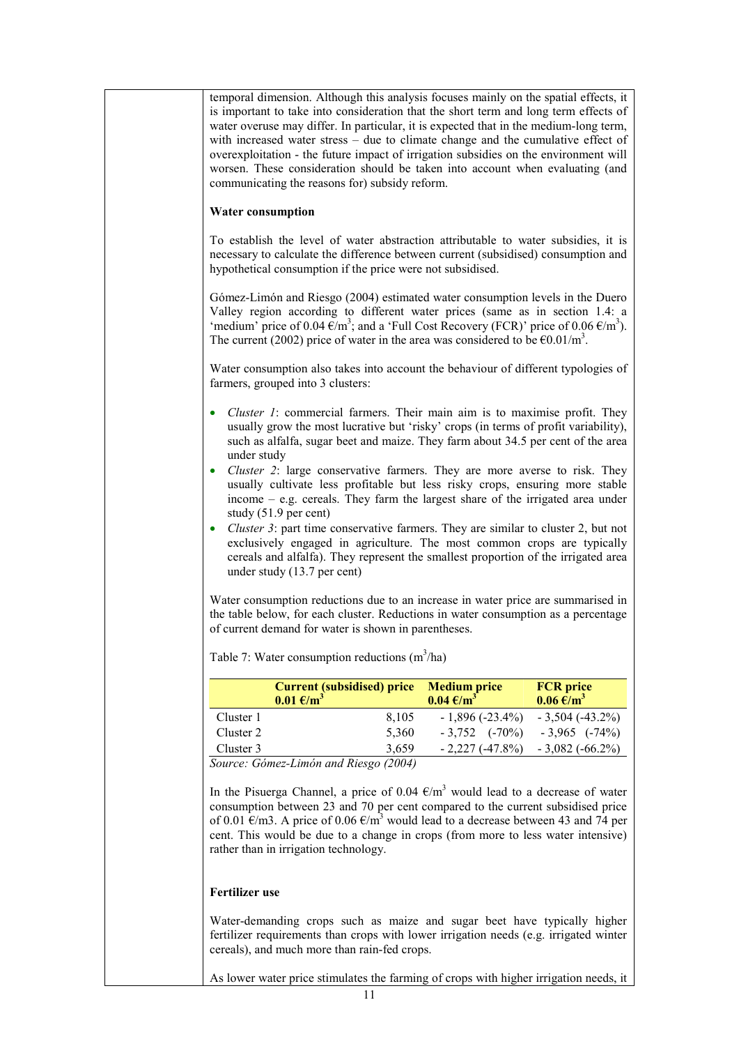temporal dimension. Although this analysis focuses mainly on the spatial effects, it is important to take into consideration that the short term and long term effects of water overuse may differ. In particular, it is expected that in the medium-long term, with increased water stress – due to climate change and the cumulative effect of overexploitation - the future impact of irrigation subsidies on the environment will worsen. These consideration should be taken into account when evaluating (and communicating the reasons for) subsidy reform.

**Water consumption**

To establish the level of water abstraction attributable to water subsidies, it is necessary to calculate the difference between current (subsidised) consumption and hypothetical consumption if the price were not subsidised.

Gómez-Limón and Riesgo (2004) estimated water consumption levels in the Duero Valley region according to different water prices (same as in section 1.4: a 'medium' price of 0.04 €/m$^3$; and a 'Full Cost Recovery (FCR)' price of 0.06 €/m$^3$). The current (2002) price of water in the area was considered to be €0.01/m$^3$.

Water consumption also takes into account the behaviour of different typologies of farmers, grouped into 3 clusters:

- *Cluster 1*: commercial farmers. Their main aim is to maximise profit. They usually grow the most lucrative but 'risky' crops (in terms of profit variability), such as alfalfa, sugar beet and maize. They farm about 34.5 per cent of the area under study
- *Cluster 2*: large conservative farmers. They are more averse to risk. They usually cultivate less profitable but less risky crops, ensuring more stable income – e.g. cereals. They farm the largest share of the irrigated area under study (51.9 per cent)
- *Cluster 3*: part time conservative farmers. They are similar to cluster 2, but not exclusively engaged in agriculture. The most common crops are typically cereals and alfalfa). They represent the smallest proportion of the irrigated area under study (13.7 per cent)

Water consumption reductions due to an increase in water price are summarised in the table below, for each cluster. Reductions in water consumption as a percentage of current demand for water is shown in parentheses.

Table 7: Water consumption reductions (m$^3$/ha)

| | **Current (subsidised) price 0.01 €/m$^3$** | **Medium price 0.04 €/m$^3$** | **FCR price 0.06 €/m$^3$** |
|---|---|---|---|
| Cluster 1 | 8,105 | - 1,896 (-23.4%) | - 3,504 (-43.2%) |
| Cluster 2 | 5,360 | - 3,752 (-70%) | - 3,965 (-74%) |
| Cluster 3 | 3,659 | - 2,227 (-47.8%) | - 3,082 (-66.2%) |

*Source: Gómez-Limón and Riesgo (2004)*

In the Pisuerga Channel, a price of 0.04 €/m$^3$ would lead to a decrease of water consumption between 23 and 70 per cent compared to the current subsidised price of 0.01 €/m3. A price of 0.06 €/m$^3$ would lead to a decrease between 43 and 74 per cent. This would be due to a change in crops (from more to less water intensive) rather than in irrigation technology.

**Fertilizer use**

Water-demanding crops such as maize and sugar beet have typically higher fertilizer requirements than crops with lower irrigation needs (e.g. irrigated winter cereals), and much more than rain-fed crops.

As lower water price stimulates the farming of crops with higher irrigation needs, it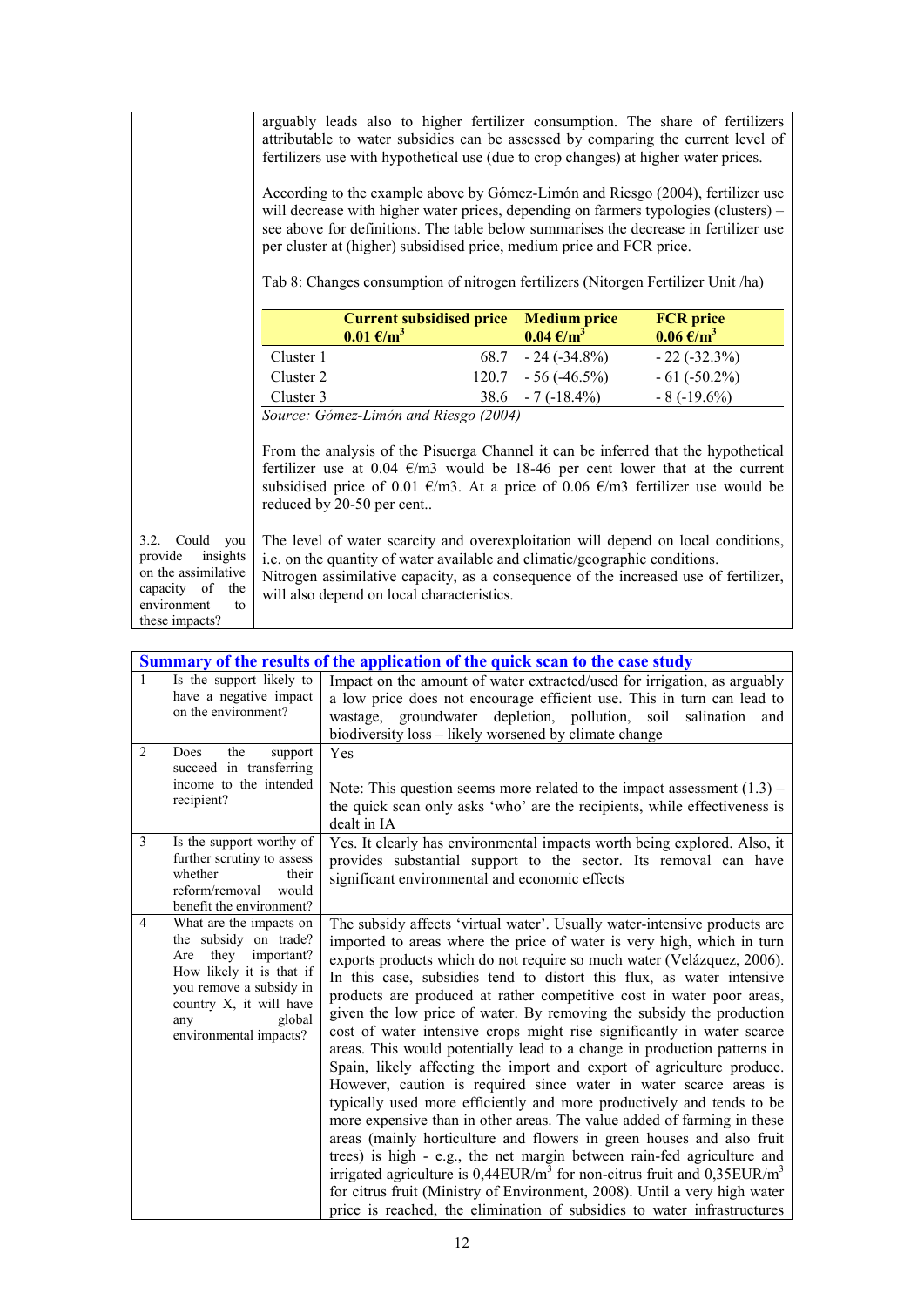| | |
|---|---|
| | arguably leads also to higher fertilizer consumption. The share of fertilizers attributable to water subsidies can be assessed by comparing the current level of fertilizers use with hypothetical use (due to crop changes) at higher water prices.<br><br>According to the example above by Gómez-Limón and Riesgo (2004), fertilizer use will decrease with higher water prices, depending on farmers typologies (clusters) – see above for definitions. The table below summarises the decrease in fertilizer use per cluster at (higher) subsidised price, medium price and FCR price.<br><br>Tab 8: Changes consumption of nitrogen fertilizers (Nitorgen Fertilizer Unit /ha)<br><br>(see Tab 8 below)<br><br>*Source: Gómez-Limón and Riesgo (2004)*<br><br>From the analysis of the Pisuerga Channel it can be inferred that the hypothetical fertilizer use at 0.04 €/m3 would be 18-46 per cent lower that at the current subsidised price of 0.01 €/m3. At a price of 0.06 €/m3 fertilizer use would be reduced by 20-50 per cent.. |
| 3.2. Could you provide insights on the assimilative capacity of the environment to these impacts? | The level of water scarcity and overexploitation will depend on local conditions, i.e. on the quantity of water available and climatic/geographic conditions.<br>Nitrogen assimilative capacity, as a consequence of the increased use of fertilizer, will also depend on local characteristics. |

| | **Current subsidised price 0.01 €/m$^3$** | **Medium price 0.04 €/m$^3$** | **FCR price 0.06 €/m$^3$** |
|---|---|---|---|
| Cluster 1 | 68.7 | - 24 (-34.8%) | - 22 (-32.3%) |
| Cluster 2 | 120.7 | - 56 (-46.5%) | - 61 (-50.2%) |
| Cluster 3 | 38.6 | - 7 (-18.4%) | - 8 (-19.6%) |

*Source: Gómez-Limón and Riesgo (2004)*

| **Summary of the results of the application of the quick scan to the case study** | | |
|---|---|---|
| 1 | Is the support likely to have a negative impact on the environment? | Impact on the amount of water extracted/used for irrigation, as arguably a low price does not encourage efficient use. This in turn can lead to wastage, groundwater depletion, pollution, soil salination and biodiversity loss – likely worsened by climate change |
| 2 | Does the support succeed in transferring income to the intended recipient? | Yes<br><br>Note: This question seems more related to the impact assessment (1.3) – the quick scan only asks 'who' are the recipients, while effectiveness is dealt in IA |
| 3 | Is the support worthy of further scrutiny to assess whether their reform/removal would benefit the environment? | Yes. It clearly has environmental impacts worth being explored. Also, it provides substantial support to the sector. Its removal can have significant environmental and economic effects |
| 4 | What are the impacts on the subsidy on trade? Are they important? How likely it is that if you remove a subsidy in country X, it will have any global environmental impacts? | The subsidy affects 'virtual water'. Usually water-intensive products are imported to areas where the price of water is very high, which in turn exports products which do not require so much water (Velázquez, 2006). In this case, subsidies tend to distort this flux, as water intensive products are produced at rather competitive cost in water poor areas, given the low price of water. By removing the subsidy the production cost of water intensive crops might rise significantly in water scarce areas. This would potentially lead to a change in production patterns in Spain, likely affecting the import and export of agriculture produce. However, caution is required since water in water scarce areas is typically used more efficiently and more productively and tends to be more expensive than in other areas. The value added of farming in these areas (mainly horticulture and flowers in green houses and also fruit trees) is high - e.g., the net margin between rain-fed agriculture and irrigated agriculture is 0,44EUR/m$^3$ for non-citrus fruit and 0,35EUR/m$^3$ for citrus fruit (Ministry of Environment, 2008). Until a very high water price is reached, the elimination of subsidies to water infrastructures |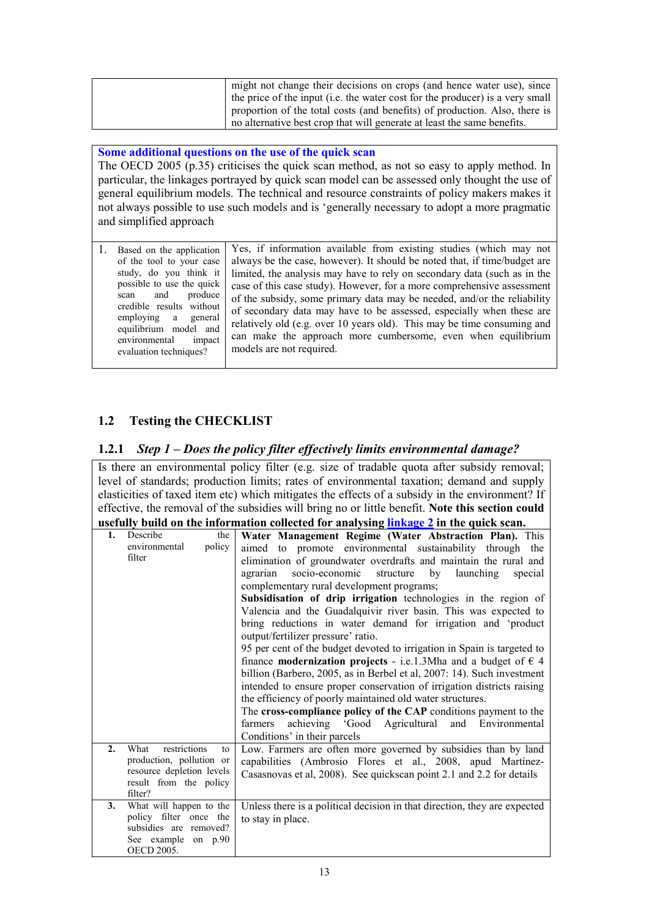| | might not change their decisions on crops (and hence water use), since the price of the input (i.e. the water cost for the producer) is a very small proportion of the total costs (and benefits) of production. Also, there is no alternative best crop that will generate at least the same benefits. |
|---|---|

**Some additional questions on the use of the quick scan**

The OECD 2005 (p.35) criticises the quick scan method, as not so easy to apply method. In particular, the linkages portrayed by quick scan model can be assessed only thought the use of general equilibrium models. The technical and resource constraints of policy makers makes it not always possible to use such models and is 'generally necessary to adopt a more pragmatic and simplified approach

| | |
|---|---|
| 1. Based on the application of the tool to your case study, do you think it possible to use the quick scan and produce credible results without employing a general equilibrium model and environmental impact evaluation techniques? | Yes, if information available from existing studies (which may not always be the case, however). It should be noted that, if time/budget are limited, the analysis may have to rely on secondary data (such as in the case of this case study). However, for a more comprehensive assessment of the subsidy, some primary data may be needed, and/or the reliability of secondary data may have to be assessed, especially when these are relatively old (e.g. over 10 years old). This may be time consuming and can make the approach more cumbersome, even when equilibrium models are not required. |

## 1.2 Testing the CHECKLIST

### 1.2.1 *Step 1 – Does the policy filter effectively limits environmental damage?*

Is there an environmental policy filter (e.g. size of tradable quota after subsidy removal; level of standards; production limits; rates of environmental taxation; demand and supply elasticities of taxed item etc) which mitigates the effects of a subsidy in the environment? If effective, the removal of the subsidies will bring no or little benefit. **Note this section could usefully build on the information collected for analysing linkage 2 in the quick scan.**

| | |
|---|---|
| **1.** Describe the environmental policy filter | **Water Management Regime (Water Abstraction Plan).** This aimed to promote environmental sustainability through the elimination of groundwater overdrafts and maintain the rural and agrarian socio-economic structure by launching special complementary rural development programs;<br>**Subsidisation of drip irrigation** technologies in the region of Valencia and the Guadalquivir river basin. This was expected to bring reductions in water demand for irrigation and 'product output/fertilizer pressure' ratio.<br>95 per cent of the budget devoted to irrigation in Spain is targeted to finance **modernization projects** - i.e.1.3Mha and a budget of € 4 billion (Barbero, 2005, as in Berbel et al, 2007: 14). Such investment intended to ensure proper conservation of irrigation districts raising the efficiency of poorly maintained old water structures.<br>The **cross-compliance policy of the CAP** conditions payment to the farmers achieving 'Good Agricultural and Environmental Conditions' in their parcels |
| **2.** What restrictions to production, pollution or resource depletion levels result from the policy filter? | Low. Farmers are often more governed by subsidies than by land capabilities (Ambrosio Flores et al., 2008, apud Martínez-Casasnovas et al, 2008). See quickscan point 2.1 and 2.2 for details |
| **3.** What will happen to the policy filter once the subsidies are removed? See example on p.90 OECD 2005. | Unless there is a political decision in that direction, they are expected to stay in place. |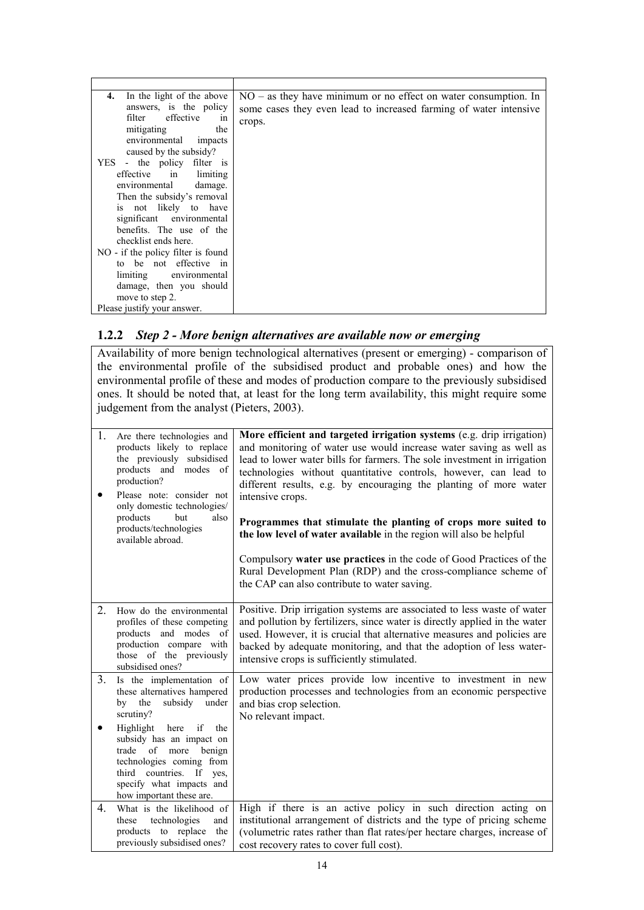| | |
|---|---|
| **4.** In the light of the above answers, is the policy filter effective in mitigating the environmental impacts caused by the subsidy?<br>YES - the policy filter is effective in limiting environmental damage. Then the subsidy's removal is not likely to have significant environmental benefits. The use of the checklist ends here.<br>NO - if the policy filter is found to be not effective in limiting environmental damage, then you should move to step 2.<br>Please justify your answer. | NO – as they have minimum or no effect on water consumption. In some cases they even lead to increased farming of water intensive crops. |

### 1.2.2 *Step 2 - More benign alternatives are available now or emerging*

Availability of more benign technological alternatives (present or emerging) - comparison of the environmental profile of the subsidised product and probable ones) and how the environmental profile of these and modes of production compare to the previously subsidised ones. It should be noted that, at least for the long term availability, this might require some judgement from the analyst (Pieters, 2003).

| | |
|---|---|
| 1. Are there technologies and products likely to replace the previously subsidised products and modes of production?<br>• Please note: consider not only domestic technologies/ products but also products/technologies available abroad. | **More efficient and targeted irrigation systems** (e.g. drip irrigation) and monitoring of water use would increase water saving as well as lead to lower water bills for farmers. The sole investment in irrigation technologies without quantitative controls, however, can lead to different results, e.g. by encouraging the planting of more water intensive crops.<br><br>**Programmes that stimulate the planting of crops more suited to the low level of water available** in the region will also be helpful<br><br>Compulsory **water use practices** in the code of Good Practices of the Rural Development Plan (RDP) and the cross-compliance scheme of the CAP can also contribute to water saving. |
| 2. How do the environmental profiles of these competing products and modes of production compare with those of the previously subsidised ones? | Positive. Drip irrigation systems are associated to less waste of water and pollution by fertilizers, since water is directly applied in the water used. However, it is crucial that alternative measures and policies are backed by adequate monitoring, and that the adoption of less water-intensive crops is sufficiently stimulated. |
| 3. Is the implementation of these alternatives hampered by the subsidy under scrutiny?<br>• Highlight here if the subsidy has an impact on trade of more benign technologies coming from third countries. If yes, specify what impacts and how important these are. | Low water prices provide low incentive to investment in new production processes and technologies from an economic perspective and bias crop selection.<br>No relevant impact. |
| 4. What is the likelihood of these technologies and products to replace the previously subsidised ones? | High if there is an active policy in such direction acting on institutional arrangement of districts and the type of pricing scheme (volumetric rates rather than flat rates/per hectare charges, increase of cost recovery rates to cover full cost). |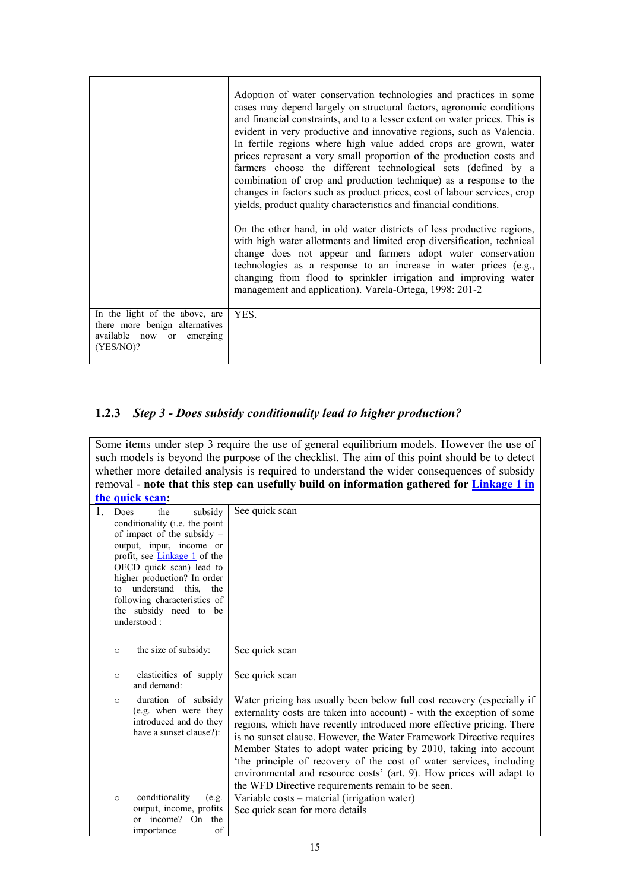| | |
|---|---|
| | Adoption of water conservation technologies and practices in some cases may depend largely on structural factors, agronomic conditions and financial constraints, and to a lesser extent on water prices. This is evident in very productive and innovative regions, such as Valencia. In fertile regions where high value added crops are grown, water prices represent a very small proportion of the production costs and farmers choose the different technological sets (defined by a combination of crop and production technique) as a response to the changes in factors such as product prices, cost of labour services, crop yields, product quality characteristics and financial conditions.<br><br>On the other hand, in old water districts of less productive regions, with high water allotments and limited crop diversification, technical change does not appear and farmers adopt water conservation technologies as a response to an increase in water prices (e.g., changing from flood to sprinkler irrigation and improving water management and application). Varela-Ortega, 1998: 201-2 |
| In the light of the above, are there more benign alternatives available now or emerging (YES/NO)? | YES. |

### 1.2.3 *Step 3 - Does subsidy conditionality lead to higher production?*

| Some items under step 3 require the use of general equilibrium models. However the use of such models is beyond the purpose of the checklist. The aim of this point should be to detect whether more detailed analysis is required to understand the wider consequences of subsidy removal - **note that this step can usefully build on information gathered for Linkage 1 in the quick scan:** | |
|---|---|
| 1. Does the subsidy conditionality (i.e. the point of impact of the subsidy – output, input, income or profit, see Linkage 1 of the OECD quick scan) lead to higher production? In order to understand this, the following characteristics of the subsidy need to be understood : | See quick scan |
| ○ the size of subsidy: | See quick scan |
| ○ elasticities of supply and demand: | See quick scan |
| ○ duration of subsidy (e.g. when were they introduced and do they have a sunset clause?): | Water pricing has usually been below full cost recovery (especially if externality costs are taken into account) - with the exception of some regions, which have recently introduced more effective pricing. There is no sunset clause. However, the Water Framework Directive requires Member States to adopt water pricing by 2010, taking into account 'the principle of recovery of the cost of water services, including environmental and resource costs' (art. 9). How prices will adapt to the WFD Directive requirements remain to be seen. |
| ○ conditionality (e.g. output, income, profits or income? On the importance of | Variable costs – material (irrigation water)<br>See quick scan for more details |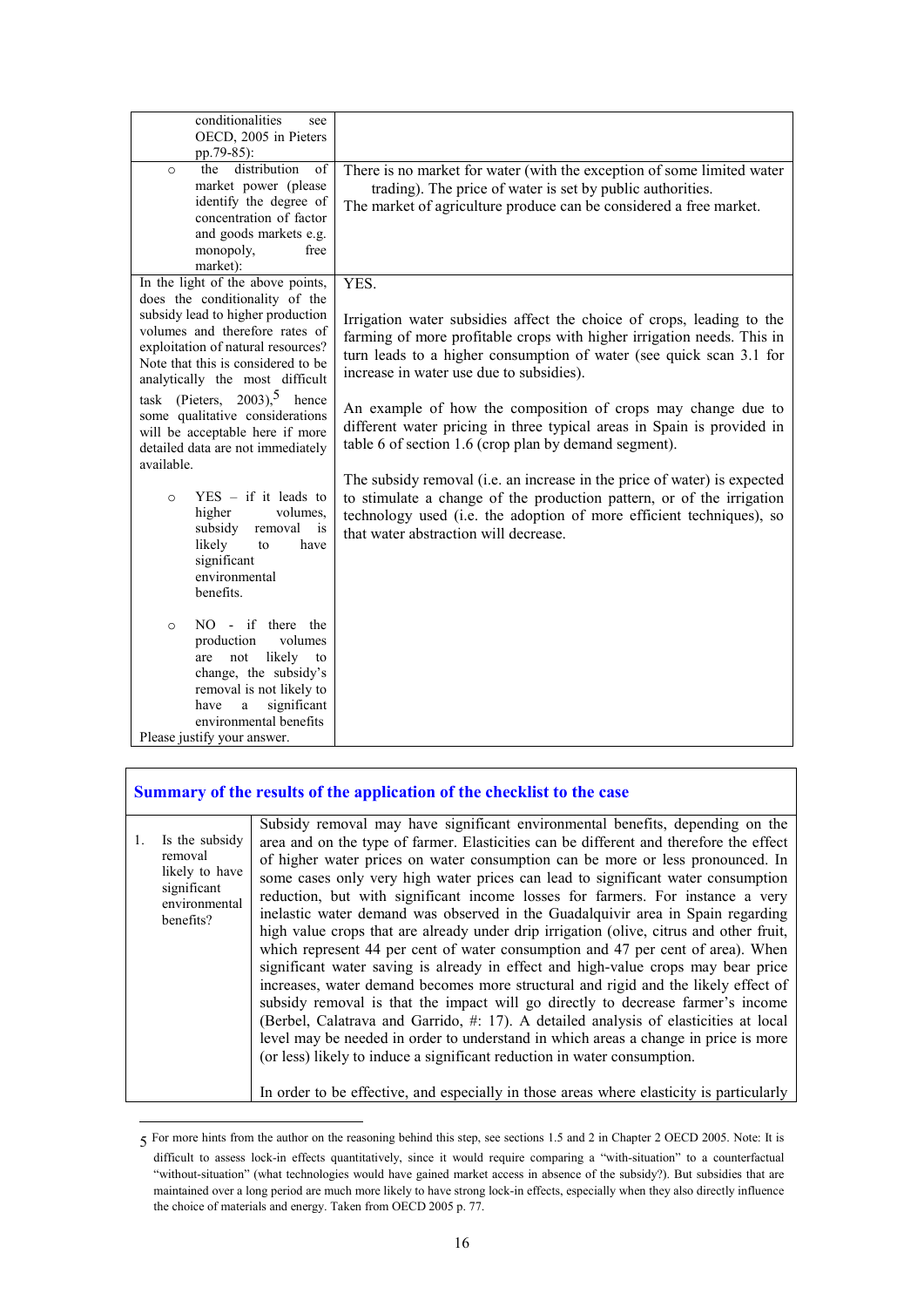| | |
|---|---|
| conditionalities see OECD, 2005 in Pieters pp.79-85): | |
| ○ the distribution of market power (please identify the degree of concentration of factor and goods markets e.g. monopoly, free market): | There is no market for water (with the exception of some limited water trading). The price of water is set by public authorities.<br>The market of agriculture produce can be considered a free market. |
| In the light of the above points, does the conditionality of the subsidy lead to higher production volumes and therefore rates of exploitation of natural resources? Note that this is considered to be analytically the most difficult task (Pieters, 2003),[5] hence some qualitative considerations will be acceptable here if more detailed data are not immediately available.<br><br>○ YES – if it leads to higher volumes, subsidy removal is likely to have significant environmental benefits.<br><br>○ NO - if there the production volumes are not likely to change, the subsidy's removal is not likely to have a significant environmental benefits<br><br>Please justify your answer. | YES.<br><br>Irrigation water subsidies affect the choice of crops, leading to the farming of more profitable crops with higher irrigation needs. This in turn leads to a higher consumption of water (see quick scan 3.1 for increase in water use due to subsidies).<br><br>An example of how the composition of crops may change due to different water pricing in three typical areas in Spain is provided in table 6 of section 1.6 (crop plan by demand segment).<br><br>The subsidy removal (i.e. an increase in the price of water) is expected to stimulate a change of the production pattern, or of the irrigation technology used (i.e. the adoption of more efficient techniques), so that water abstraction will decrease. |

| Summary of the results of the application of the checklist to the case | |
|---|---|
| 1. Is the subsidy removal likely to have significant environmental benefits? | Subsidy removal may have significant environmental benefits, depending on the area and on the type of farmer. Elasticities can be different and therefore the effect of higher water prices on water consumption can be more or less pronounced. In some cases only very high water prices can lead to significant water consumption reduction, but with significant income losses for farmers. For instance a very inelastic water demand was observed in the Guadalquivir area in Spain regarding high value crops that are already under drip irrigation (olive, citrus and other fruit, which represent 44 per cent of water consumption and 47 per cent of area). When significant water saving is already in effect and high-value crops may bear price increases, water demand becomes more structural and rigid and the likely effect of subsidy removal is that the impact will go directly to decrease farmer's income (Berbel, Calatrava and Garrido, #: 17). A detailed analysis of elasticities at local level may be needed in order to understand in which areas a change in price is more (or less) likely to induce a significant reduction in water consumption.<br><br>In order to be effective, and especially in those areas where elasticity is particularly |

[5] For more hints from the author on the reasoning behind this step, see sections 1.5 and 2 in Chapter 2 OECD 2005. Note: It is difficult to assess lock-in effects quantitatively, since it would require comparing a "with-situation" to a counterfactual "without-situation" (what technologies would have gained market access in absence of the subsidy?). But subsidies that are maintained over a long period are much more likely to have strong lock-in effects, especially when they also directly influence the choice of materials and energy. Taken from OECD 2005 p. 77.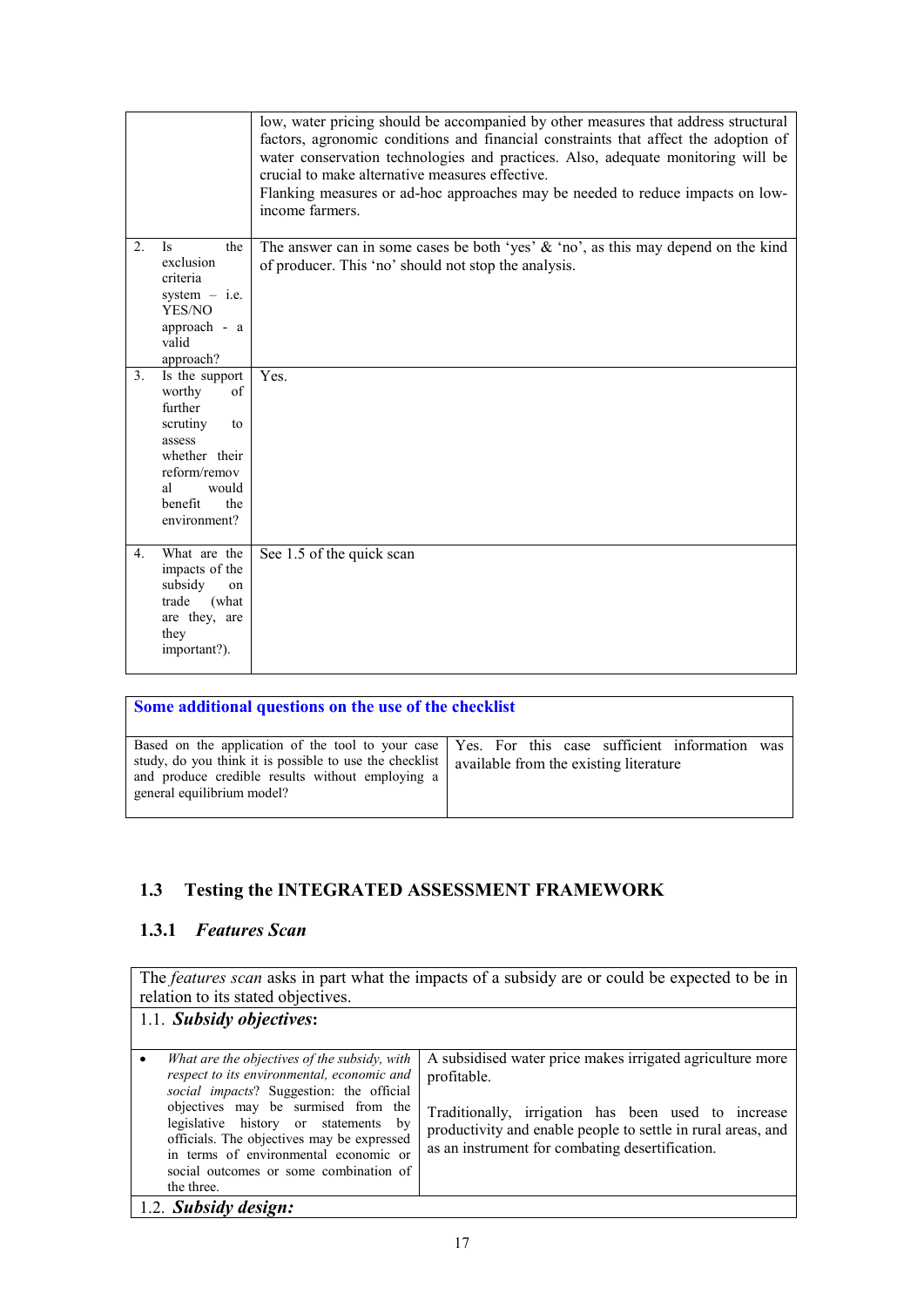| | |
|---|---|
| | low, water pricing should be accompanied by other measures that address structural factors, agronomic conditions and financial constraints that affect the adoption of water conservation technologies and practices. Also, adequate monitoring will be crucial to make alternative measures effective.<br>Flanking measures or ad-hoc approaches may be needed to reduce impacts on low-income farmers. |
| 2. Is the exclusion criteria system – i.e. YES/NO approach - a valid approach? | The answer can in some cases be both 'yes' & 'no', as this may depend on the kind of producer. This 'no' should not stop the analysis. |
| 3. Is the support worthy of further scrutiny to assess whether their reform/removal would benefit the environment? | Yes. |
| 4. What are the impacts of the subsidy on trade (what are they, are they important?). | See 1.5 of the quick scan |

| Some additional questions on the use of the checklist | |
|---|---|
| Based on the application of the tool to your case study, do you think it is possible to use the checklist and produce credible results without employing a general equilibrium model? | Yes. For this case sufficient information was available from the existing literature |

## 1.3 Testing the INTEGRATED ASSESSMENT FRAMEWORK

### 1.3.1 *Features Scan*

| The *features scan* asks in part what the impacts of a subsidy are or could be expected to be in relation to its stated objectives. | |
|---|---|
| 1.1. ***Subsidy objectives*:** | |
| • *What are the objectives of the subsidy, with respect to its environmental, economic and social impacts*? Suggestion: the official objectives may be surmised from the legislative history or statements by officials. The objectives may be expressed in terms of environmental economic or social outcomes or some combination of the three. | A subsidised water price makes irrigated agriculture more profitable.<br><br>Traditionally, irrigation has been used to increase productivity and enable people to settle in rural areas, and as an instrument for combating desertification. |
| 1.2. ***Subsidy design:*** | |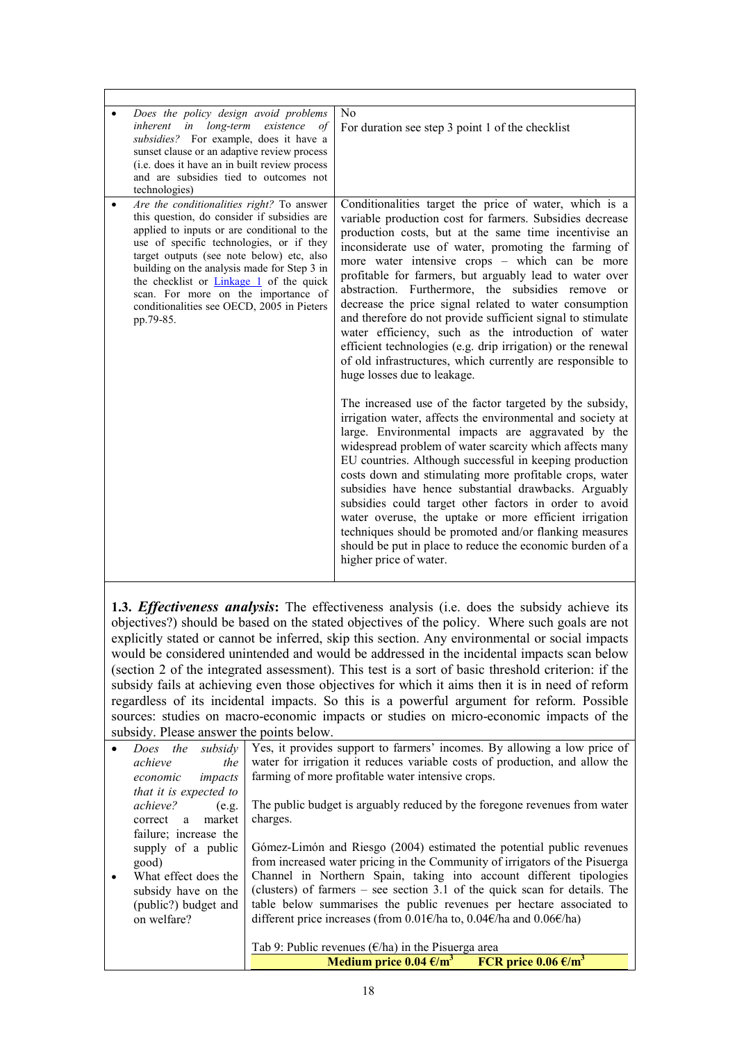| | |
|---|---|
| • *Does the policy design avoid problems inherent in long-term existence of subsidies?* For example, does it have a sunset clause or an adaptive review process (i.e. does it have an in built review process and are subsidies tied to outcomes not technologies) | No<br>For duration see step 3 point 1 of the checklist |
| • *Are the conditionalities right?* To answer this question, do consider if subsidies are applied to inputs or are conditional to the use of specific technologies, or if they target outputs (see note below) etc, also building on the analysis made for Step 3 in the checklist or Linkage 1 of the quick scan. For more on the importance of conditionalities see OECD, 2005 in Pieters pp.79-85. | Conditionalities target the price of water, which is a variable production cost for farmers. Subsidies decrease production costs, but at the same time incentivise an inconsiderate use of water, promoting the farming of more water intensive crops – which can be more profitable for farmers, but arguably lead to water over abstraction. Furthermore, the subsidies remove or decrease the price signal related to water consumption and therefore do not provide sufficient signal to stimulate water efficiency, such as the introduction of water efficient technologies (e.g. drip irrigation) or the renewal of old infrastructures, which currently are responsible to huge losses due to leakage.<br><br>The increased use of the factor targeted by the subsidy, irrigation water, affects the environmental and society at large. Environmental impacts are aggravated by the widespread problem of water scarcity which affects many EU countries. Although successful in keeping production costs down and stimulating more profitable crops, water subsidies have hence substantial drawbacks. Arguably subsidies could target other factors in order to avoid water overuse, the uptake or more efficient irrigation techniques should be promoted and/or flanking measures should be put in place to reduce the economic burden of a higher price of water. |

**1.3. *Effectiveness analysis*:** The effectiveness analysis (i.e. does the subsidy achieve its objectives?) should be based on the stated objectives of the policy. Where such goals are not explicitly stated or cannot be inferred, skip this section. Any environmental or social impacts would be considered unintended and would be addressed in the incidental impacts scan below (section 2 of the integrated assessment). This test is a sort of basic threshold criterion: if the subsidy fails at achieving even those objectives for which it aims then it is in need of reform regardless of its incidental impacts. So this is a powerful argument for reform. Possible sources: studies on macro-economic impacts or studies on micro-economic impacts of the subsidy. Please answer the points below.

| | |
|---|---|
| • *Does the subsidy achieve the economic impacts that it is expected to achieve?* (e.g. correct a market failure; increase the supply of a public good)<br>• What effect does the subsidy have on the (public?) budget and on welfare? | Yes, it provides support to farmers' incomes. By allowing a low price of water for irrigation it reduces variable costs of production, and allow the farming of more profitable water intensive crops.<br><br>The public budget is arguably reduced by the foregone revenues from water charges.<br><br>Gómez-Limón and Riesgo (2004) estimated the potential public revenues from increased water pricing in the Community of irrigators of the Pisuerga Channel in Northern Spain, taking into account different tipologies (clusters) of farmers – see section 3.1 of the quick scan for details. The table below summarises the public revenues per hectare associated to different price increases (from 0.01€/ha to, 0.04€/ha and 0.06€/ha)<br><br>Tab 9: Public revenues (€/ha) in the Pisuerga area<br>**Medium price 0.04 €/m³** **FCR price 0.06 €/m³** |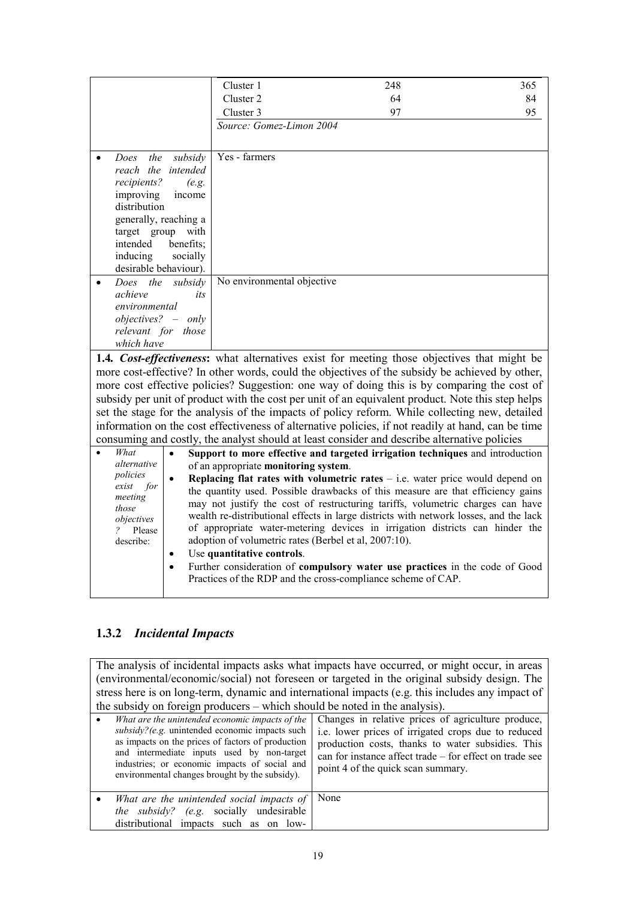| | | | |
|---|---|---|---|
| | Cluster 1 | 248 | 365 |
| | Cluster 2 | 64 | 84 |
| | Cluster 3 | 97 | 95 |
| | *Source: Gomez-Limon 2004* | | |
| • *Does the subsidy reach the intended recipients? (e.g. improving income distribution generally, reaching a target group with intended benefits; inducing socially desirable behaviour).* | Yes - farmers | | |
| • *Does the subsidy achieve its environmental objectives? – only relevant for those which have* | No environmental objective | | |

**1.4.** ***Cost-effectiveness*****:** what alternatives exist for meeting those objectives that might be more cost-effective? In other words, could the objectives of the subsidy be achieved by other, more cost effective policies? Suggestion: one way of doing this is by comparing the cost of subsidy per unit of product with the cost per unit of an equivalent product. Note this step helps set the stage for the analysis of the impacts of policy reform. While collecting new, detailed information on the cost effectiveness of alternative policies, if not readily at hand, can be time consuming and costly, the analyst should at least consider and describe alternative policies

| | |
|---|---|
| • *What alternative policies exist for meeting those objectives? Please describe:* | • **Support to more effective and targeted irrigation techniques** and introduction of an appropriate **monitoring system**.<br>• **Replacing flat rates with volumetric rates** – i.e. water price would depend on the quantity used. Possible drawbacks of this measure are that efficiency gains may not justify the cost of restructuring tariffs, volumetric charges can have wealth re-distributional effects in large districts with network losses, and the lack of appropriate water-metering devices in irrigation districts can hinder the adoption of volumetric rates (Berbel et al, 2007:10).<br>• Use **quantitative controls**.<br>• Further consideration of **compulsory water use practices** in the code of Good Practices of the RDP and the cross-compliance scheme of CAP. |

### 1.3.2 *Incidental Impacts*

The analysis of incidental impacts asks what impacts have occurred, or might occur, in areas (environmental/economic/social) not foreseen or targeted in the original subsidy design. The stress here is on long-term, dynamic and international impacts (e.g. this includes any impact of the subsidy on foreign producers – which should be noted in the analysis).

| | |
|---|---|
| • *What are the unintended economic impacts of the subsidy?(e.g. unintended economic impacts such as impacts on the prices of factors of production and intermediate inputs used by non-target industries; or economic impacts of social and environmental changes brought by the subsidy).* | Changes in relative prices of agriculture produce, i.e. lower prices of irrigated crops due to reduced production costs, thanks to water subsidies. This can for instance affect trade – for effect on trade see point 4 of the quick scan summary. |
| • *What are the unintended social impacts of the subsidy? (e.g. socially undesirable distributional impacts such as on low-* | None |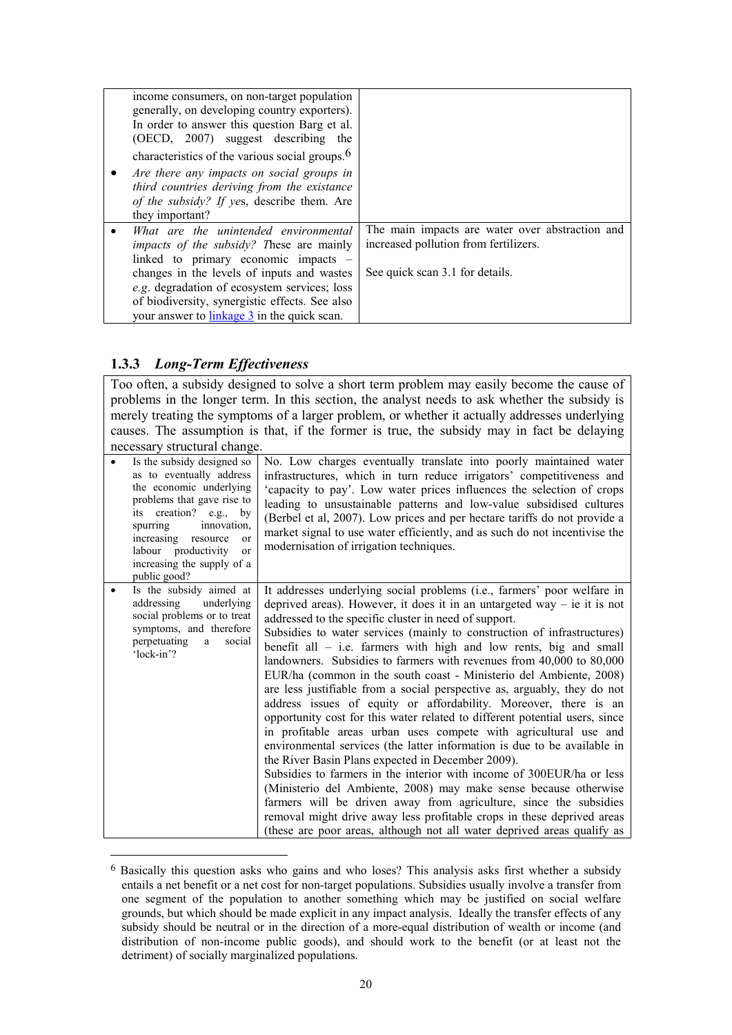| | |
|---|---|
| income consumers, on non-target population generally, on developing country exporters). In order to answer this question Barg et al. (OECD, 2007) suggest describing the characteristics of the various social groups.[6]<br>• *Are there any impacts on social groups in third countries deriving from the existance of the subsidy? If ye*s, describe them. Are they important? | |
| • *What are the unintended environmental impacts of the subsidy? T*hese are mainly linked to primary economic impacts – changes in the levels of inputs and wastes *e.g.* degradation of ecosystem services; loss of biodiversity, synergistic effects. See also your answer to linkage 3 in the quick scan. | The main impacts are water over abstraction and increased pollution from fertilizers.<br><br>See quick scan 3.1 for details. |

### 1.3.3 *Long-Term Effectiveness*

Too often, a subsidy designed to solve a short term problem may easily become the cause of problems in the longer term. In this section, the analyst needs to ask whether the subsidy is merely treating the symptoms of a larger problem, or whether it actually addresses underlying causes. The assumption is that, if the former is true, the subsidy may in fact be delaying necessary structural change.

| | |
|---|---|
| • Is the subsidy designed so as to eventually address the economic underlying problems that gave rise to its creation? e.g., by spurring innovation, increasing resource or labour productivity or increasing the supply of a public good? | No. Low charges eventually translate into poorly maintained water infrastructures, which in turn reduce irrigators' competitiveness and 'capacity to pay'. Low water prices influences the selection of crops leading to unsustainable patterns and low-value subsidised cultures (Berbel et al, 2007). Low prices and per hectare tariffs do not provide a market signal to use water efficiently, and as such do not incentivise the modernisation of irrigation techniques. |
| • Is the subsidy aimed at addressing underlying social problems or to treat symptoms, and therefore perpetuating a social 'lock-in'? | It addresses underlying social problems (i.e., farmers' poor welfare in deprived areas). However, it does it in an untargeted way – ie it is not addressed to the specific cluster in need of support.<br>Subsidies to water services (mainly to construction of infrastructures) benefit all – i.e. farmers with high and low rents, big and small landowners. Subsidies to farmers with revenues from 40,000 to 80,000 EUR/ha (common in the south coast - Ministerio del Ambiente, 2008) are less justifiable from a social perspective as, arguably, they do not address issues of equity or affordability. Moreover, there is an opportunity cost for this water related to different potential users, since in profitable areas urban uses compete with agricultural use and environmental services (the latter information is due to be available in the River Basin Plans expected in December 2009).<br>Subsidies to farmers in the interior with income of 300EUR/ha or less (Ministerio del Ambiente, 2008) may make sense because otherwise farmers will be driven away from agriculture, since the subsidies removal might drive away less profitable crops in these deprived areas (these are poor areas, although not all water deprived areas qualify as |

[6] Basically this question asks who gains and who loses? This analysis asks first whether a subsidy entails a net benefit or a net cost for non-target populations. Subsidies usually involve a transfer from one segment of the population to another something which may be justified on social welfare grounds, but which should be made explicit in any impact analysis. Ideally the transfer effects of any subsidy should be neutral or in the direction of a more-equal distribution of wealth or income (and distribution of non-income public goods), and should work to the benefit (or at least not the detriment) of socially marginalized populations.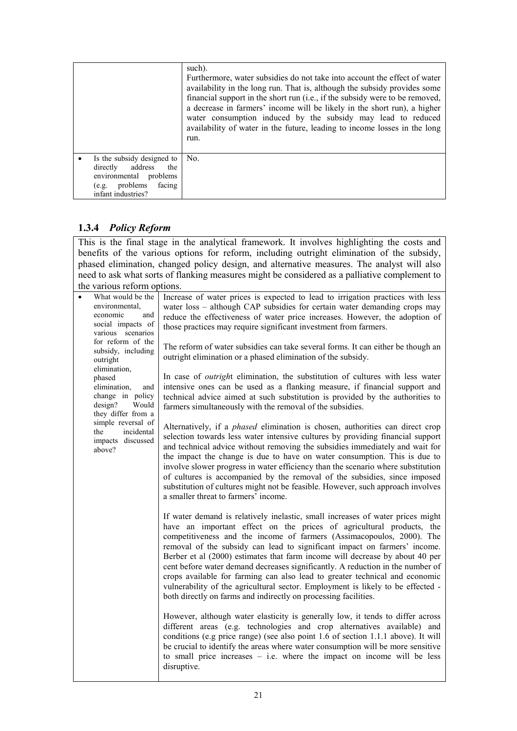| | |
|---|---|
| | such).<br>Furthermore, water subsidies do not take into account the effect of water availability in the long run. That is, although the subsidy provides some financial support in the short run (i.e., if the subsidy were to be removed, a decrease in farmers' income will be likely in the short run), a higher water consumption induced by the subsidy may lead to reduced availability of water in the future, leading to income losses in the long run. |
| • Is the subsidy designed to directly address the environmental problems (e.g. problems facing infant industries? | No. |

### 1.3.4 *Policy Reform*

This is the final stage in the analytical framework. It involves highlighting the costs and benefits of the various options for reform, including outright elimination of the subsidy, phased elimination, changed policy design, and alternative measures. The analyst will also need to ask what sorts of flanking measures might be considered as a palliative complement to the various reform options.

| | |
|---|---|
| • What would be the environmental, economic and social impacts of various scenarios for reform of the subsidy, including outright elimination, phased elimination, and change in policy design? Would they differ from a simple reversal of the incidental impacts discussed above? | Increase of water prices is expected to lead to irrigation practices with less water loss – although CAP subsidies for certain water demanding crops may reduce the effectiveness of water price increases. However, the adoption of those practices may require significant investment from farmers.<br><br>The reform of water subsidies can take several forms. It can either be though an outright elimination or a phased elimination of the subsidy.<br><br>In case of *outrigh*t elimination, the substitution of cultures with less water intensive ones can be used as a flanking measure, if financial support and technical advice aimed at such substitution is provided by the authorities to farmers simultaneously with the removal of the subsidies.<br><br>Alternatively, if a *phased* elimination is chosen, authorities can direct crop selection towards less water intensive cultures by providing financial support and technical advice without removing the subsidies immediately and wait for the impact the change is due to have on water consumption. This is due to involve slower progress in water efficiency than the scenario where substitution of cultures is accompanied by the removal of the subsidies, since imposed substitution of cultures might not be feasible. However, such approach involves a smaller threat to farmers' income.<br><br>If water demand is relatively inelastic, small increases of water prices might have an important effect on the prices of agricultural products, the competitiveness and the income of farmers (Assimacopoulos, 2000). The removal of the subsidy can lead to significant impact on farmers' income. Berber et al (2000) estimates that farm income will decrease by about 40 per cent before water demand decreases significantly. A reduction in the number of crops available for farming can also lead to greater technical and economic vulnerability of the agricultural sector. Employment is likely to be effected - both directly on farms and indirectly on processing facilities.<br><br>However, although water elasticity is generally low, it tends to differ across different areas (e.g. technologies and crop alternatives available) and conditions (e.g price range) (see also point 1.6 of section 1.1.1 above). It will be crucial to identify the areas where water consumption will be more sensitive to small price increases – i.e. where the impact on income will be less disruptive. |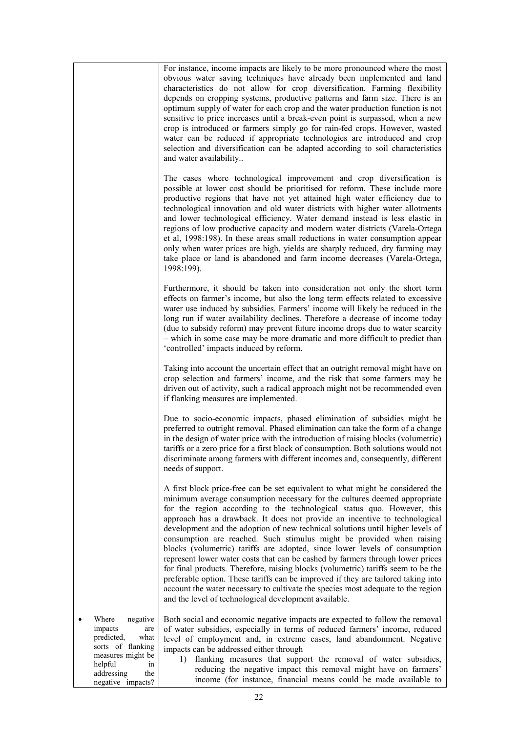| | |
|---|---|
| | For instance, income impacts are likely to be more pronounced where the most obvious water saving techniques have already been implemented and land characteristics do not allow for crop diversification. Farming flexibility depends on cropping systems, productive patterns and farm size. There is an optimum supply of water for each crop and the water production function is not sensitive to price increases until a break-even point is surpassed, when a new crop is introduced or farmers simply go for rain-fed crops. However, wasted water can be reduced if appropriate technologies are introduced and crop selection and diversification can be adapted according to soil characteristics and water availability..<br><br>The cases where technological improvement and crop diversification is possible at lower cost should be prioritised for reform. These include more productive regions that have not yet attained high water efficiency due to technological innovation and old water districts with higher water allotments and lower technological efficiency. Water demand instead is less elastic in regions of low productive capacity and modern water districts (Varela-Ortega et al, 1998:198). In these areas small reductions in water consumption appear only when water prices are high, yields are sharply reduced, dry farming may take place or land is abandoned and farm income decreases (Varela-Ortega, 1998:199).<br><br>Furthermore, it should be taken into consideration not only the short term effects on farmer's income, but also the long term effects related to excessive water use induced by subsidies. Farmers' income will likely be reduced in the long run if water availability declines. Therefore a decrease of income today (due to subsidy reform) may prevent future income drops due to water scarcity – which in some case may be more dramatic and more difficult to predict than 'controlled' impacts induced by reform.<br><br>Taking into account the uncertain effect that an outright removal might have on crop selection and farmers' income, and the risk that some farmers may be driven out of activity, such a radical approach might not be recommended even if flanking measures are implemented.<br><br>Due to socio-economic impacts, phased elimination of subsidies might be preferred to outright removal. Phased elimination can take the form of a change in the design of water price with the introduction of raising blocks (volumetric) tariffs or a zero price for a first block of consumption. Both solutions would not discriminate among farmers with different incomes and, consequently, different needs of support.<br><br>A first block price-free can be set equivalent to what might be considered the minimum average consumption necessary for the cultures deemed appropriate for the region according to the technological status quo. However, this approach has a drawback. It does not provide an incentive to technological development and the adoption of new technical solutions until higher levels of consumption are reached. Such stimulus might be provided when raising blocks (volumetric) tariffs are adopted, since lower levels of consumption represent lower water costs that can be cashed by farmers through lower prices for final products. Therefore, raising blocks (volumetric) tariffs seem to be the preferable option. These tariffs can be improved if they are tailored taking into account the water necessary to cultivate the species most adequate to the region and the level of technological development available. |
| • Where negative impacts are predicted, what sorts of flanking measures might be helpful in addressing the negative impacts? | Both social and economic negative impacts are expected to follow the removal of water subsidies, especially in terms of reduced farmers' income, reduced level of employment and, in extreme cases, land abandonment. Negative impacts can be addressed either through<br>1) flanking measures that support the removal of water subsidies, reducing the negative impact this removal might have on farmers' income (for instance, financial means could be made available to |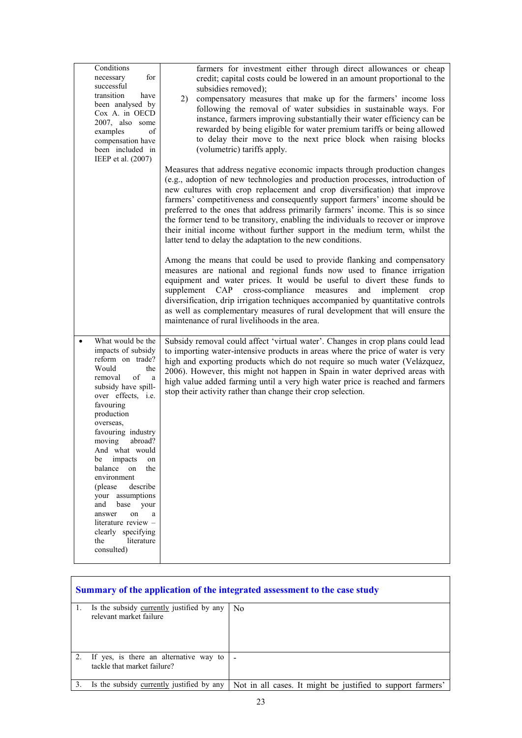| | |
|---|---|
| Conditions necessary for successful transition have been analysed by Cox A. in OECD 2007, also some examples of compensation have been included in IEEP et al. (2007) | farmers for investment either through direct allowances or cheap credit; capital costs could be lowered in an amount proportional to the subsidies removed);<br>2) compensatory measures that make up for the farmers' income loss following the removal of water subsidies in sustainable ways. For instance, farmers improving substantially their water efficiency can be rewarded by being eligible for water premium tariffs or being allowed to delay their move to the next price block when raising blocks (volumetric) tariffs apply.<br><br>Measures that address negative economic impacts through production changes (e.g., adoption of new technologies and production processes, introduction of new cultures with crop replacement and crop diversification) that improve farmers' competitiveness and consequently support farmers' income should be preferred to the ones that address primarily farmers' income. This is so since the former tend to be transitory, enabling the individuals to recover or improve their initial income without further support in the medium term, whilst the latter tend to delay the adaptation to the new conditions.<br><br>Among the means that could be used to provide flanking and compensatory measures are national and regional funds now used to finance irrigation equipment and water prices. It would be useful to divert these funds to supplement CAP cross-compliance measures and implement crop diversification, drip irrigation techniques accompanied by quantitative controls as well as complementary measures of rural development that will ensure the maintenance of rural livelihoods in the area. |
| • What would be the impacts of subsidy reform on trade? Would the removal of a subsidy have spill-over effects, i.e. favouring production overseas, favouring industry moving abroad? And what would be impacts on balance on the environment (please describe your assumptions and base your answer on a literature review – clearly specifying the literature consulted) | Subsidy removal could affect 'virtual water'. Changes in crop plans could lead to importing water-intensive products in areas where the price of water is very high and exporting products which do not require so much water (Velázquez, 2006). However, this might not happen in Spain in water deprived areas with high value added farming until a very high water price is reached and farmers stop their activity rather than change their crop selection. |

| **Summary of the application of the integrated assessment to the case study** | |
|---|---|
| 1. Is the subsidy <u>currently</u> justified by any relevant market failure | No |
| 2. If yes, is there an alternative way to tackle that market failure? | - |
| 3. Is the subsidy <u>currently</u> justified by any | Not in all cases. It might be justified to support farmers' |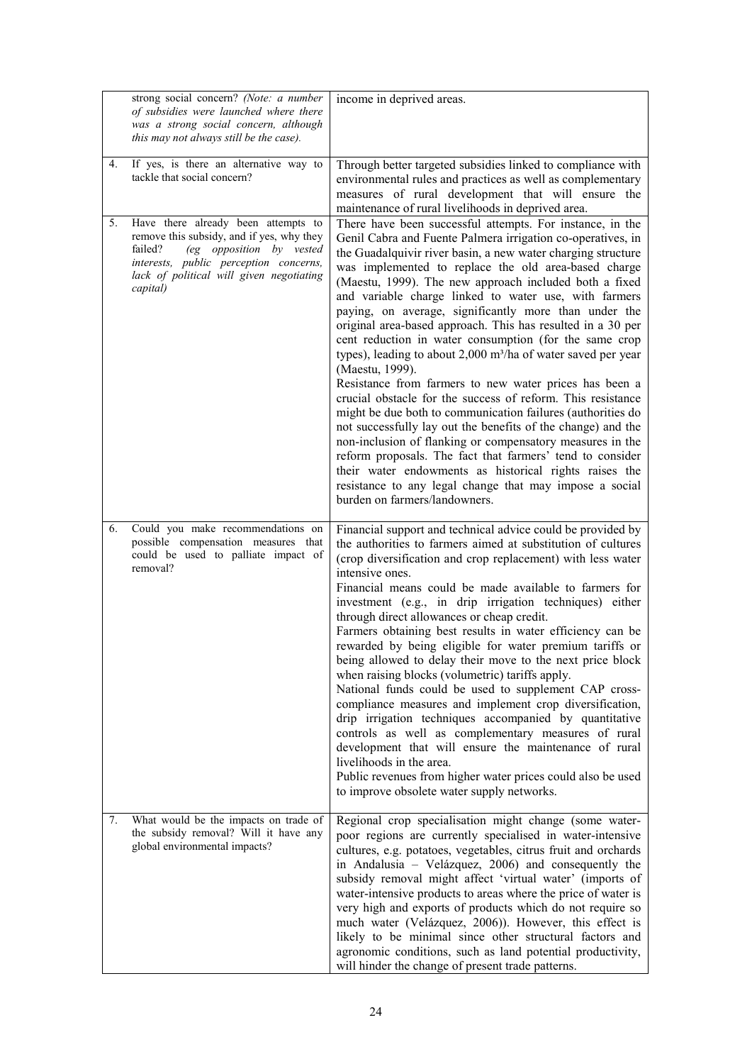| | | |
|---|---|---|
| | strong social concern? *(Note: a number of subsidies were launched where there was a strong social concern, although this may not always still be the case).* | income in deprived areas. |
| 4. | If yes, is there an alternative way to tackle that social concern? | Through better targeted subsidies linked to compliance with environmental rules and practices as well as complementary measures of rural development that will ensure the maintenance of rural livelihoods in deprived area. |
| 5. | Have there already been attempts to remove this subsidy, and if yes, why they failed? *(eg opposition by vested interests, public perception concerns, lack of political will given negotiating capital)* | There have been successful attempts. For instance, in the Genil Cabra and Fuente Palmera irrigation co-operatives, in the Guadalquivir river basin, a new water charging structure was implemented to replace the old area-based charge (Maestu, 1999). The new approach included both a fixed and variable charge linked to water use, with farmers paying, on average, significantly more than under the original area-based approach. This has resulted in a 30 per cent reduction in water consumption (for the same crop types), leading to about 2,000 m³/ha of water saved per year (Maestu, 1999).<br>Resistance from farmers to new water prices has been a crucial obstacle for the success of reform. This resistance might be due both to communication failures (authorities do not successfully lay out the benefits of the change) and the non-inclusion of flanking or compensatory measures in the reform proposals. The fact that farmers' tend to consider their water endowments as historical rights raises the resistance to any legal change that may impose a social burden on farmers/landowners. |
| 6. | Could you make recommendations on possible compensation measures that could be used to palliate impact of removal? | Financial support and technical advice could be provided by the authorities to farmers aimed at substitution of cultures (crop diversification and crop replacement) with less water intensive ones.<br>Financial means could be made available to farmers for investment (e.g., in drip irrigation techniques) either through direct allowances or cheap credit.<br>Farmers obtaining best results in water efficiency can be rewarded by being eligible for water premium tariffs or being allowed to delay their move to the next price block when raising blocks (volumetric) tariffs apply.<br>National funds could be used to supplement CAP cross-compliance measures and implement crop diversification, drip irrigation techniques accompanied by quantitative controls as well as complementary measures of rural development that will ensure the maintenance of rural livelihoods in the area.<br>Public revenues from higher water prices could also be used to improve obsolete water supply networks. |
| 7. | What would be the impacts on trade of the subsidy removal? Will it have any global environmental impacts? | Regional crop specialisation might change (some water-poor regions are currently specialised in water-intensive cultures, e.g. potatoes, vegetables, citrus fruit and orchards in Andalusia – Velázquez, 2006) and consequently the subsidy removal might affect 'virtual water' (imports of water-intensive products to areas where the price of water is very high and exports of products which do not require so much water (Velázquez, 2006)). However, this effect is likely to be minimal since other structural factors and agronomic conditions, such as land potential productivity, will hinder the change of present trade patterns. |